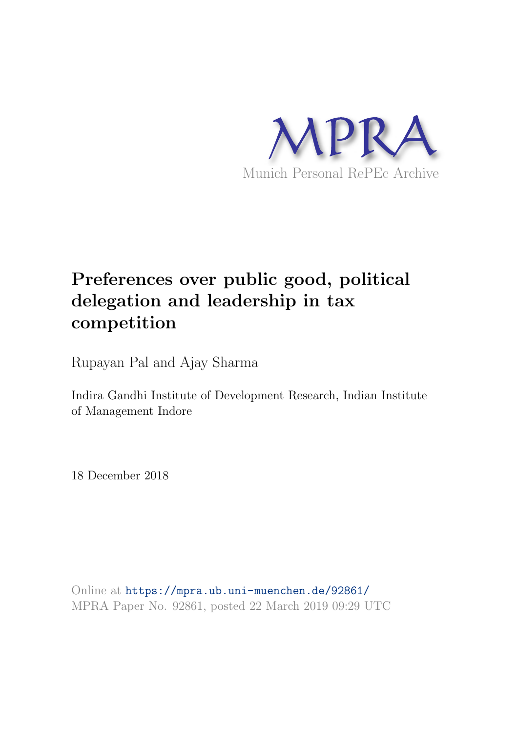MPRA

Munich Personal RePEc Archive

# Preferences over public good, political delegation and leadership in tax competition

Rupayan Pal and Ajay Sharma

Indira Gandhi Institute of Development Research, Indian Institute of Management Indore

18 December 2018

Online at https://mpra.ub.uni-muenchen.de/92861/
MPRA Paper No. 92861, posted 22 March 2019 09:29 UTC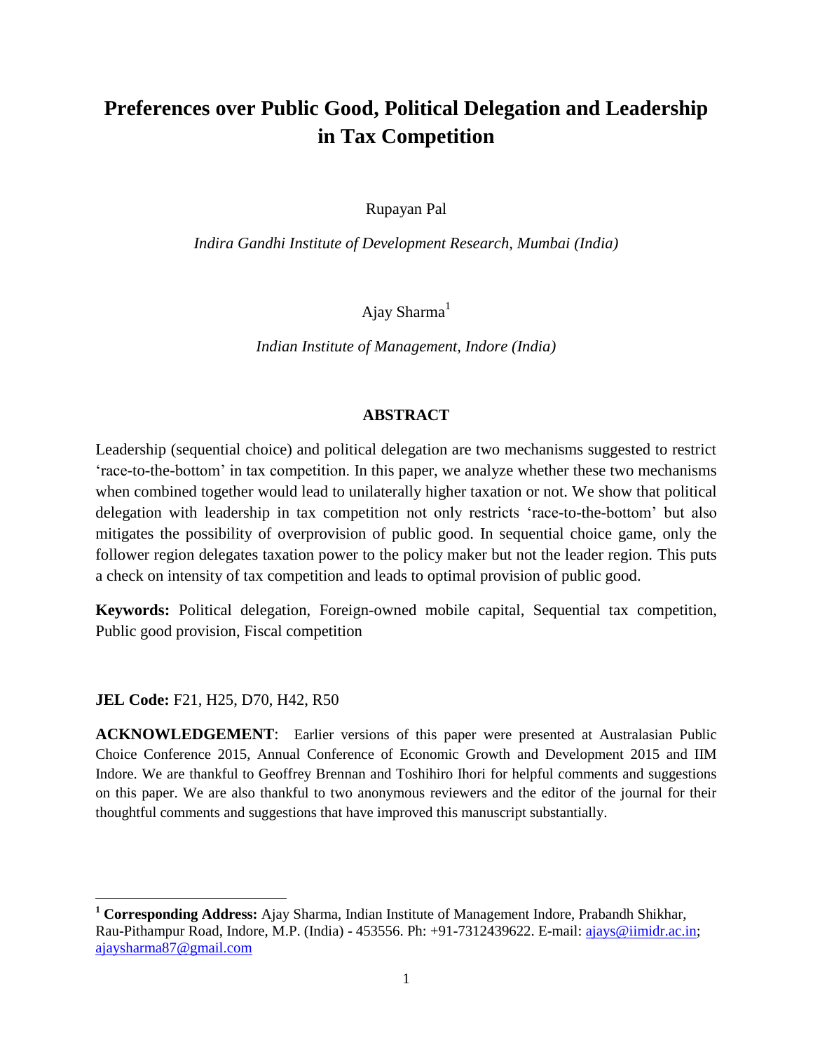# Preferences over Public Good, Political Delegation and Leadership in Tax Competition

Rupayan Pal

*Indira Gandhi Institute of Development Research, Mumbai (India)*

Ajay Sharma[1]

*Indian Institute of Management, Indore (India)*

## ABSTRACT

Leadership (sequential choice) and political delegation are two mechanisms suggested to restrict 'race-to-the-bottom' in tax competition. In this paper, we analyze whether these two mechanisms when combined together would lead to unilaterally higher taxation or not. We show that political delegation with leadership in tax competition not only restricts 'race-to-the-bottom' but also mitigates the possibility of overprovision of public good. In sequential choice game, only the follower region delegates taxation power to the policy maker but not the leader region. This puts a check on intensity of tax competition and leads to optimal provision of public good.

**Keywords:** Political delegation, Foreign-owned mobile capital, Sequential tax competition, Public good provision, Fiscal competition

**JEL Code:** F21, H25, D70, H42, R50

**ACKNOWLEDGEMENT**: Earlier versions of this paper were presented at Australasian Public Choice Conference 2015, Annual Conference of Economic Growth and Development 2015 and IIM Indore. We are thankful to Geoffrey Brennan and Toshihiro Ihori for helpful comments and suggestions on this paper. We are also thankful to two anonymous reviewers and the editor of the journal for their thoughtful comments and suggestions that have improved this manuscript substantially.

---

[1] **Corresponding Address:** Ajay Sharma, Indian Institute of Management Indore, Prabandh Shikhar, Rau-Pithampur Road, Indore, M.P. (India) - 453556. Ph: +91-7312439622. E-mail: ajays@iimidr.ac.in; ajaysharma87@gmail.com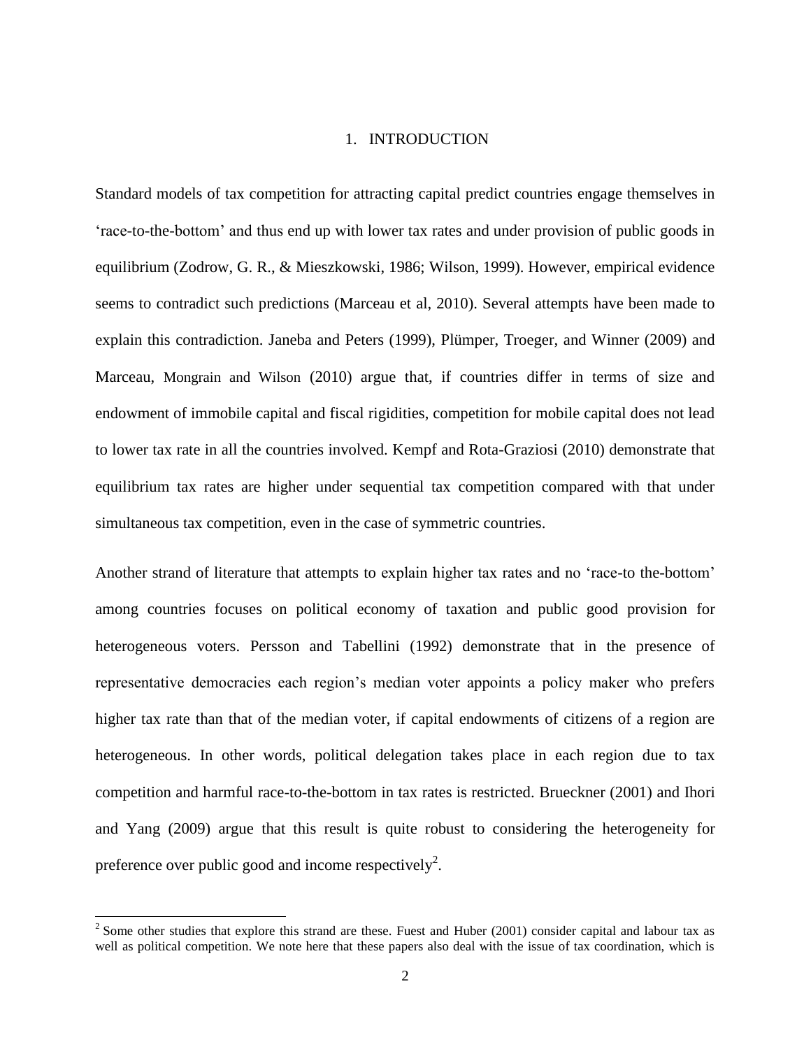# 1. INTRODUCTION

Standard models of tax competition for attracting capital predict countries engage themselves in 'race-to-the-bottom' and thus end up with lower tax rates and under provision of public goods in equilibrium (Zodrow, G. R., & Mieszkowski, 1986; Wilson, 1999). However, empirical evidence seems to contradict such predictions (Marceau et al, 2010). Several attempts have been made to explain this contradiction. Janeba and Peters (1999), Plümper, Troeger, and Winner (2009) and Marceau, Mongrain and Wilson (2010) argue that, if countries differ in terms of size and endowment of immobile capital and fiscal rigidities, competition for mobile capital does not lead to lower tax rate in all the countries involved. Kempf and Rota-Graziosi (2010) demonstrate that equilibrium tax rates are higher under sequential tax competition compared with that under simultaneous tax competition, even in the case of symmetric countries.

Another strand of literature that attempts to explain higher tax rates and no 'race-to the-bottom' among countries focuses on political economy of taxation and public good provision for heterogeneous voters. Persson and Tabellini (1992) demonstrate that in the presence of representative democracies each region's median voter appoints a policy maker who prefers higher tax rate than that of the median voter, if capital endowments of citizens of a region are heterogeneous. In other words, political delegation takes place in each region due to tax competition and harmful race-to-the-bottom in tax rates is restricted. Brueckner (2001) and Ihori and Yang (2009) argue that this result is quite robust to considering the heterogeneity for preference over public good and income respectively[2].

[2] Some other studies that explore this strand are these. Fuest and Huber (2001) consider capital and labour tax as well as political competition. We note here that these papers also deal with the issue of tax coordination, which is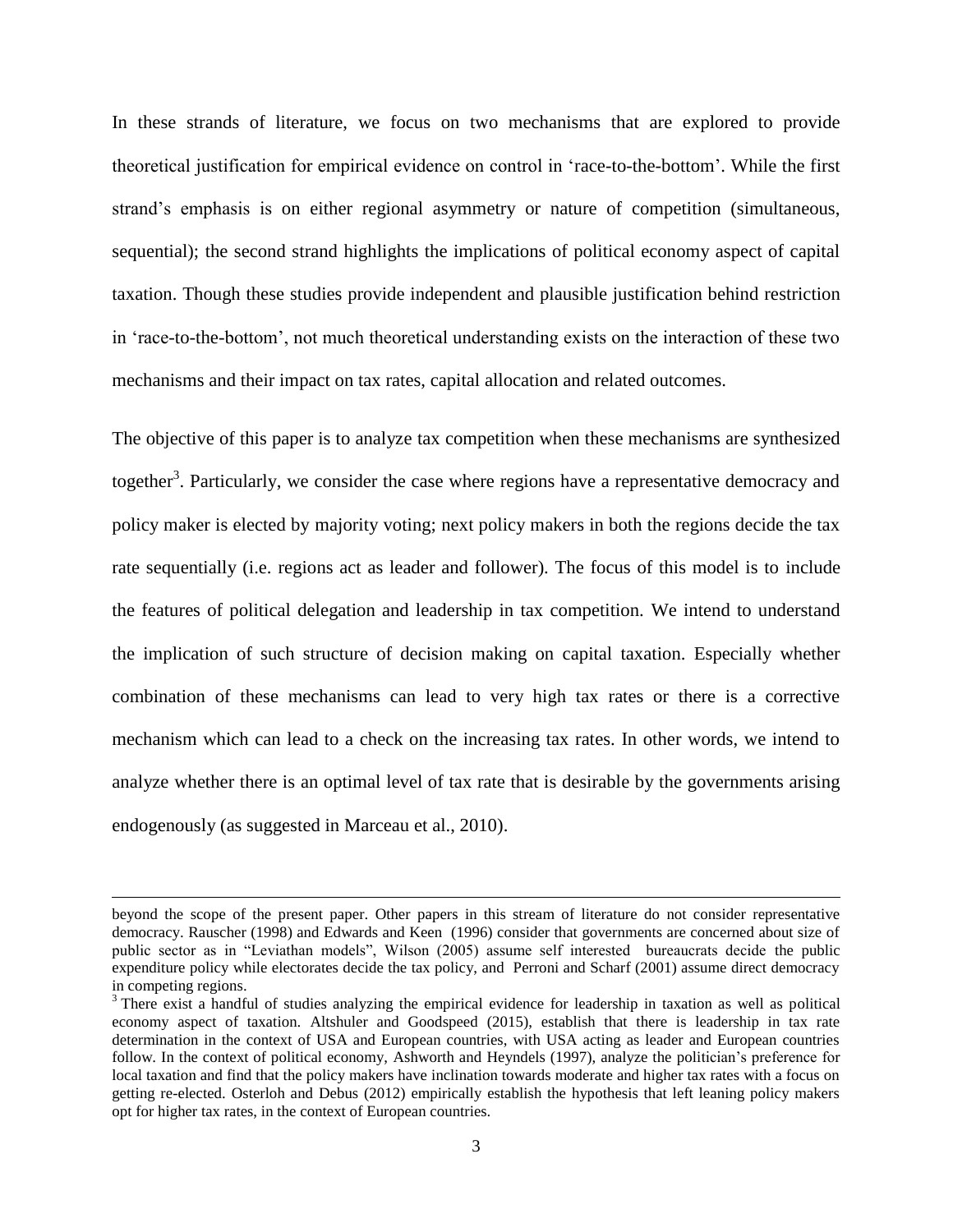In these strands of literature, we focus on two mechanisms that are explored to provide theoretical justification for empirical evidence on control in 'race-to-the-bottom'. While the first strand's emphasis is on either regional asymmetry or nature of competition (simultaneous, sequential); the second strand highlights the implications of political economy aspect of capital taxation. Though these studies provide independent and plausible justification behind restriction in 'race-to-the-bottom', not much theoretical understanding exists on the interaction of these two mechanisms and their impact on tax rates, capital allocation and related outcomes.

The objective of this paper is to analyze tax competition when these mechanisms are synthesized together[3]. Particularly, we consider the case where regions have a representative democracy and policy maker is elected by majority voting; next policy makers in both the regions decide the tax rate sequentially (i.e. regions act as leader and follower). The focus of this model is to include the features of political delegation and leadership in tax competition. We intend to understand the implication of such structure of decision making on capital taxation. Especially whether combination of these mechanisms can lead to very high tax rates or there is a corrective mechanism which can lead to a check on the increasing tax rates. In other words, we intend to analyze whether there is an optimal level of tax rate that is desirable by the governments arising endogenously (as suggested in Marceau et al., 2010).

---

beyond the scope of the present paper. Other papers in this stream of literature do not consider representative democracy. Rauscher (1998) and Edwards and Keen (1996) consider that governments are concerned about size of public sector as in "Leviathan models", Wilson (2005) assume self interested bureaucrats decide the public expenditure policy while electorates decide the tax policy, and Perroni and Scharf (2001) assume direct democracy in competing regions.

[3] There exist a handful of studies analyzing the empirical evidence for leadership in taxation as well as political economy aspect of taxation. Altshuler and Goodspeed (2015), establish that there is leadership in tax rate determination in the context of USA and European countries, with USA acting as leader and European countries follow. In the context of political economy, Ashworth and Heyndels (1997), analyze the politician's preference for local taxation and find that the policy makers have inclination towards moderate and higher tax rates with a focus on getting re-elected. Osterloh and Debus (2012) empirically establish the hypothesis that left leaning policy makers opt for higher tax rates, in the context of European countries.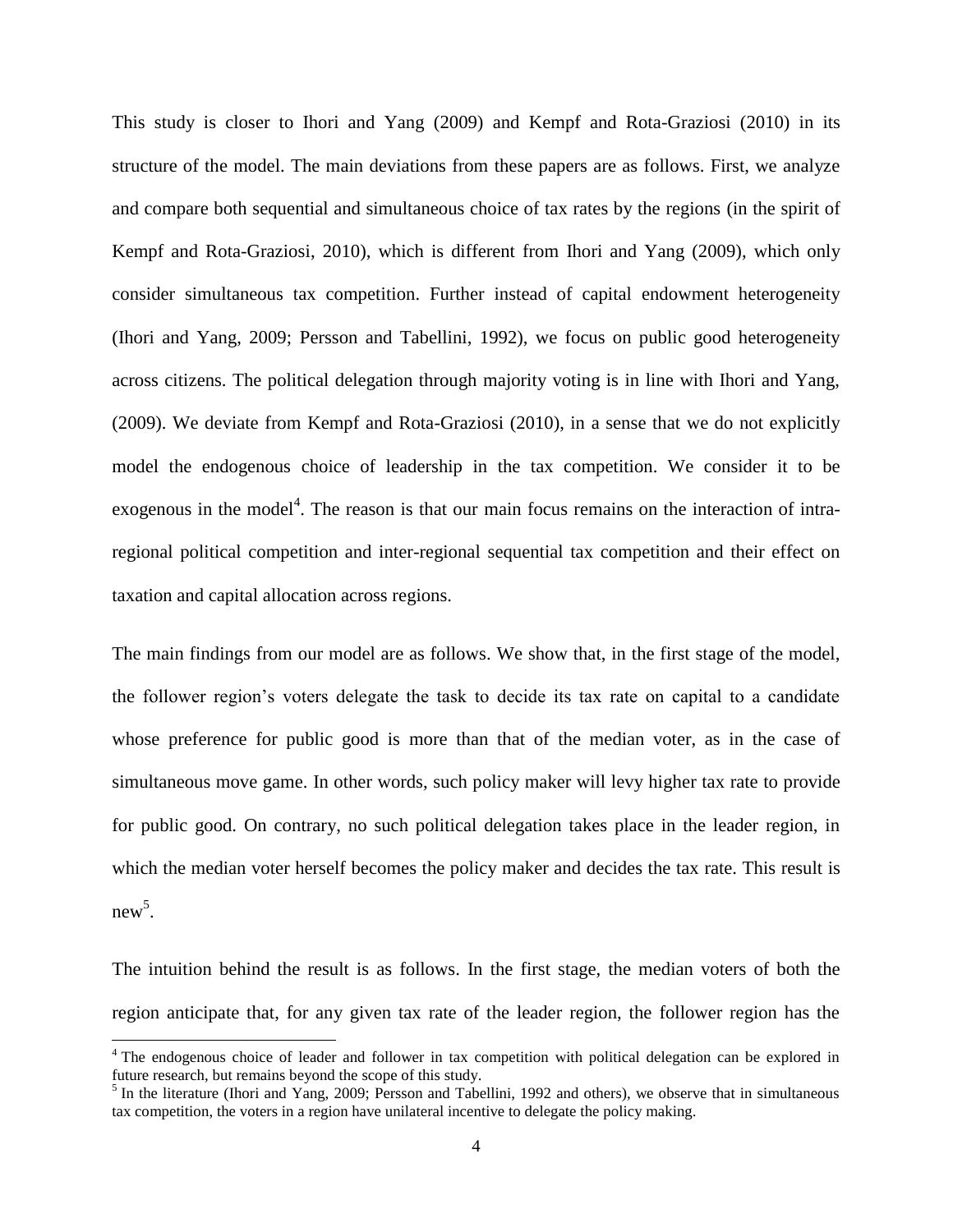This study is closer to Ihori and Yang (2009) and Kempf and Rota-Graziosi (2010) in its structure of the model. The main deviations from these papers are as follows. First, we analyze and compare both sequential and simultaneous choice of tax rates by the regions (in the spirit of Kempf and Rota-Graziosi, 2010), which is different from Ihori and Yang (2009), which only consider simultaneous tax competition. Further instead of capital endowment heterogeneity (Ihori and Yang, 2009; Persson and Tabellini, 1992), we focus on public good heterogeneity across citizens. The political delegation through majority voting is in line with Ihori and Yang, (2009). We deviate from Kempf and Rota-Graziosi (2010), in a sense that we do not explicitly model the endogenous choice of leadership in the tax competition. We consider it to be exogenous in the model[4]. The reason is that our main focus remains on the interaction of intra-regional political competition and inter-regional sequential tax competition and their effect on taxation and capital allocation across regions.

The main findings from our model are as follows. We show that, in the first stage of the model, the follower region's voters delegate the task to decide its tax rate on capital to a candidate whose preference for public good is more than that of the median voter, as in the case of simultaneous move game. In other words, such policy maker will levy higher tax rate to provide for public good. On contrary, no such political delegation takes place in the leader region, in which the median voter herself becomes the policy maker and decides the tax rate. This result is new[5].

The intuition behind the result is as follows. In the first stage, the median voters of both the region anticipate that, for any given tax rate of the leader region, the follower region has the

[4] The endogenous choice of leader and follower in tax competition with political delegation can be explored in future research, but remains beyond the scope of this study.

[5] In the literature (Ihori and Yang, 2009; Persson and Tabellini, 1992 and others), we observe that in simultaneous tax competition, the voters in a region have unilateral incentive to delegate the policy making.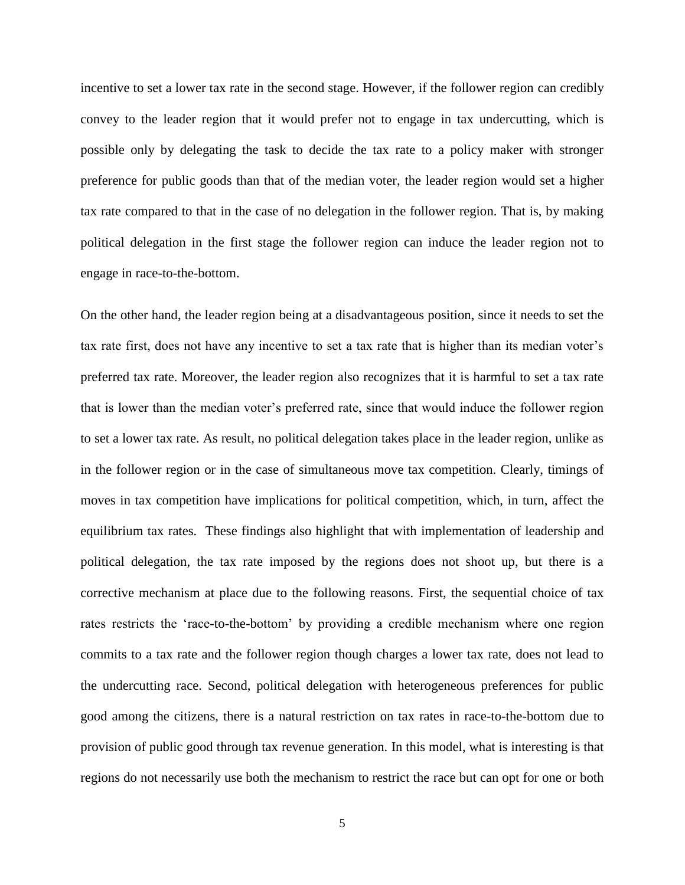incentive to set a lower tax rate in the second stage. However, if the follower region can credibly convey to the leader region that it would prefer not to engage in tax undercutting, which is possible only by delegating the task to decide the tax rate to a policy maker with stronger preference for public goods than that of the median voter, the leader region would set a higher tax rate compared to that in the case of no delegation in the follower region. That is, by making political delegation in the first stage the follower region can induce the leader region not to engage in race-to-the-bottom.

On the other hand, the leader region being at a disadvantageous position, since it needs to set the tax rate first, does not have any incentive to set a tax rate that is higher than its median voter's preferred tax rate. Moreover, the leader region also recognizes that it is harmful to set a tax rate that is lower than the median voter's preferred rate, since that would induce the follower region to set a lower tax rate. As result, no political delegation takes place in the leader region, unlike as in the follower region or in the case of simultaneous move tax competition. Clearly, timings of moves in tax competition have implications for political competition, which, in turn, affect the equilibrium tax rates. These findings also highlight that with implementation of leadership and political delegation, the tax rate imposed by the regions does not shoot up, but there is a corrective mechanism at place due to the following reasons. First, the sequential choice of tax rates restricts the 'race-to-the-bottom' by providing a credible mechanism where one region commits to a tax rate and the follower region though charges a lower tax rate, does not lead to the undercutting race. Second, political delegation with heterogeneous preferences for public good among the citizens, there is a natural restriction on tax rates in race-to-the-bottom due to provision of public good through tax revenue generation. In this model, what is interesting is that regions do not necessarily use both the mechanism to restrict the race but can opt for one or both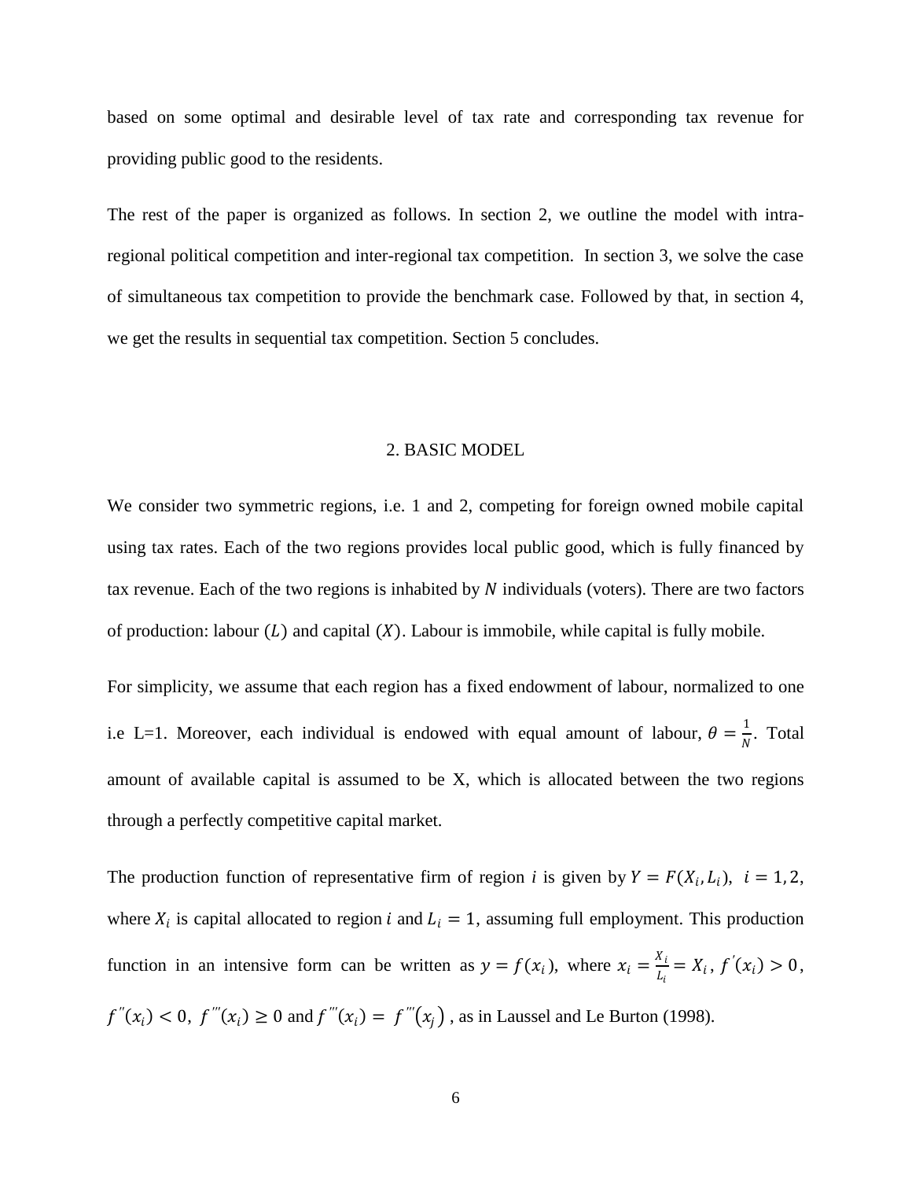based on some optimal and desirable level of tax rate and corresponding tax revenue for providing public good to the residents.

The rest of the paper is organized as follows. In section 2, we outline the model with intra-regional political competition and inter-regional tax competition. In section 3, we solve the case of simultaneous tax competition to provide the benchmark case. Followed by that, in section 4, we get the results in sequential tax competition. Section 5 concludes.

## 2. BASIC MODEL

We consider two symmetric regions, i.e. 1 and 2, competing for foreign owned mobile capital using tax rates. Each of the two regions provides local public good, which is fully financed by tax revenue. Each of the two regions is inhabited by $N$ individuals (voters). There are two factors of production: labour $(L)$ and capital $(X)$. Labour is immobile, while capital is fully mobile.

For simplicity, we assume that each region has a fixed endowment of labour, normalized to one i.e L=1. Moreover, each individual is endowed with equal amount of labour, $\theta = \frac{1}{N}$. Total amount of available capital is assumed to be X, which is allocated between the two regions through a perfectly competitive capital market.

The production function of representative firm of region *i* is given by $Y = F(X_i, L_i)$, $i = 1, 2$, where $X_i$ is capital allocated to region $i$ and $L_i = 1$, assuming full employment. This production function in an intensive form can be written as $y = f(x_i)$, where $x_i = \frac{X_i}{L_i} = X_i$, $f^{'}(x_i) > 0$, $f^{''}(x_i) < 0$, $f^{'''}(x_i) \geq 0$ and $f^{'''}(x_i) = f^{'''}(x_j)$, as in Laussel and Le Burton (1998).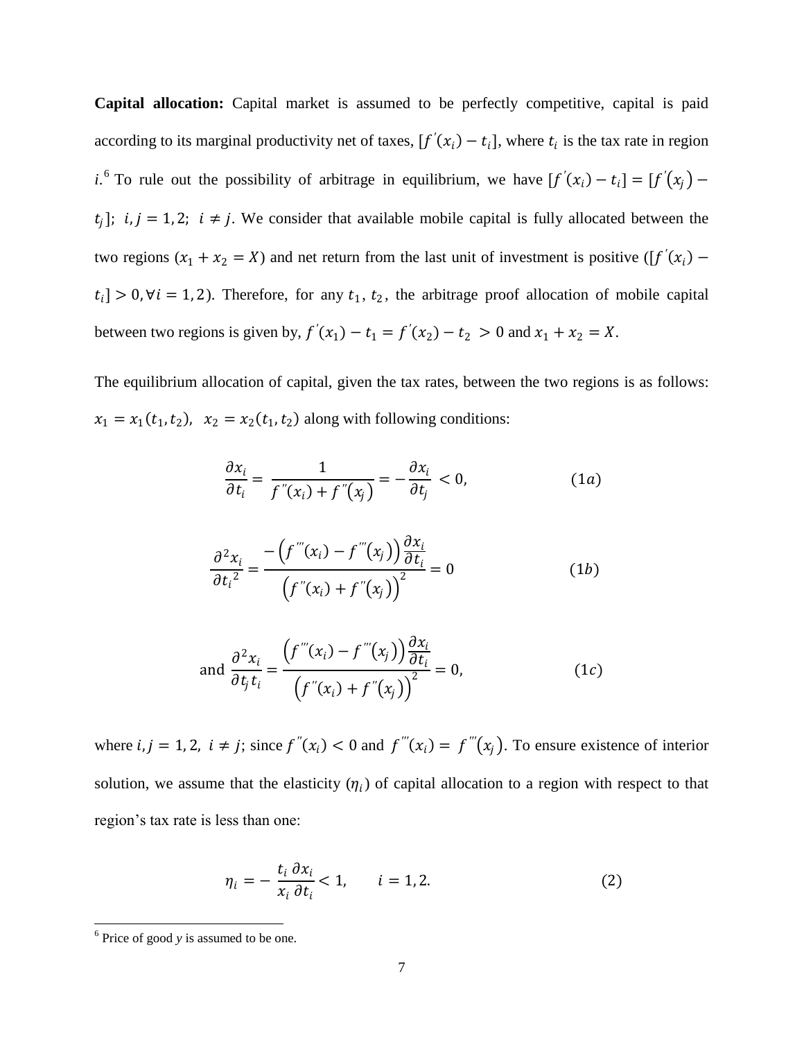**Capital allocation:** Capital market is assumed to be perfectly competitive, capital is paid according to its marginal productivity net of taxes, $[f'(x_i) - t_i]$, where $t_i$ is the tax rate in region $i$.[6] To rule out the possibility of arbitrage in equilibrium, we have $[f'(x_i) - t_i] = [f'(x_j) - t_j]$; $i, j = 1, 2$; $i \neq j$. We consider that available mobile capital is fully allocated between the two regions ($x_1 + x_2 = X$) and net return from the last unit of investment is positive ($[f'(x_i) - t_i] > 0, \forall i = 1, 2$). Therefore, for any $t_1$, $t_2$, the arbitrage proof allocation of mobile capital between two regions is given by, $f'(x_1) - t_1 = f'(x_2) - t_2 > 0$ and $x_1 + x_2 = X$.

The equilibrium allocation of capital, given the tax rates, between the two regions is as follows: $x_1 = x_1(t_1, t_2)$, $x_2 = x_2(t_1, t_2)$ along with following conditions:

$$\frac{\partial x_i}{\partial t_i} = \frac{1}{f''(x_i) + f''(x_j)} = -\frac{\partial x_i}{\partial t_j} < 0, \qquad (1a)$$

$$\frac{\partial^2 x_i}{\partial {t_i}^2} = \frac{-\left(f'''(x_i) - f'''(x_j)\right)\frac{\partial x_i}{\partial t_i}}{\left(f''(x_i) + f''(x_j)\right)^2} = 0 \qquad (1b)$$

$$\text{and } \frac{\partial^2 x_i}{\partial t_j t_i} = \frac{\left(f'''(x_i) - f'''(x_j)\right)\frac{\partial x_i}{\partial t_i}}{\left(f''(x_i) + f''(x_j)\right)^2} = 0, \qquad (1c)$$

where $i, j = 1, 2,$ $i \neq j$; since $f''(x_i) < 0$ and $f'''(x_i) = f'''(x_j)$. To ensure existence of interior solution, we assume that the elasticity ($\eta_i$) of capital allocation to a region with respect to that region's tax rate is less than one:

$$\eta_i = -\frac{t_i}{x_i}\frac{\partial x_i}{\partial t_i} < 1, \qquad i = 1, 2. \qquad (2)$$

[6] Price of good *y* is assumed to be one.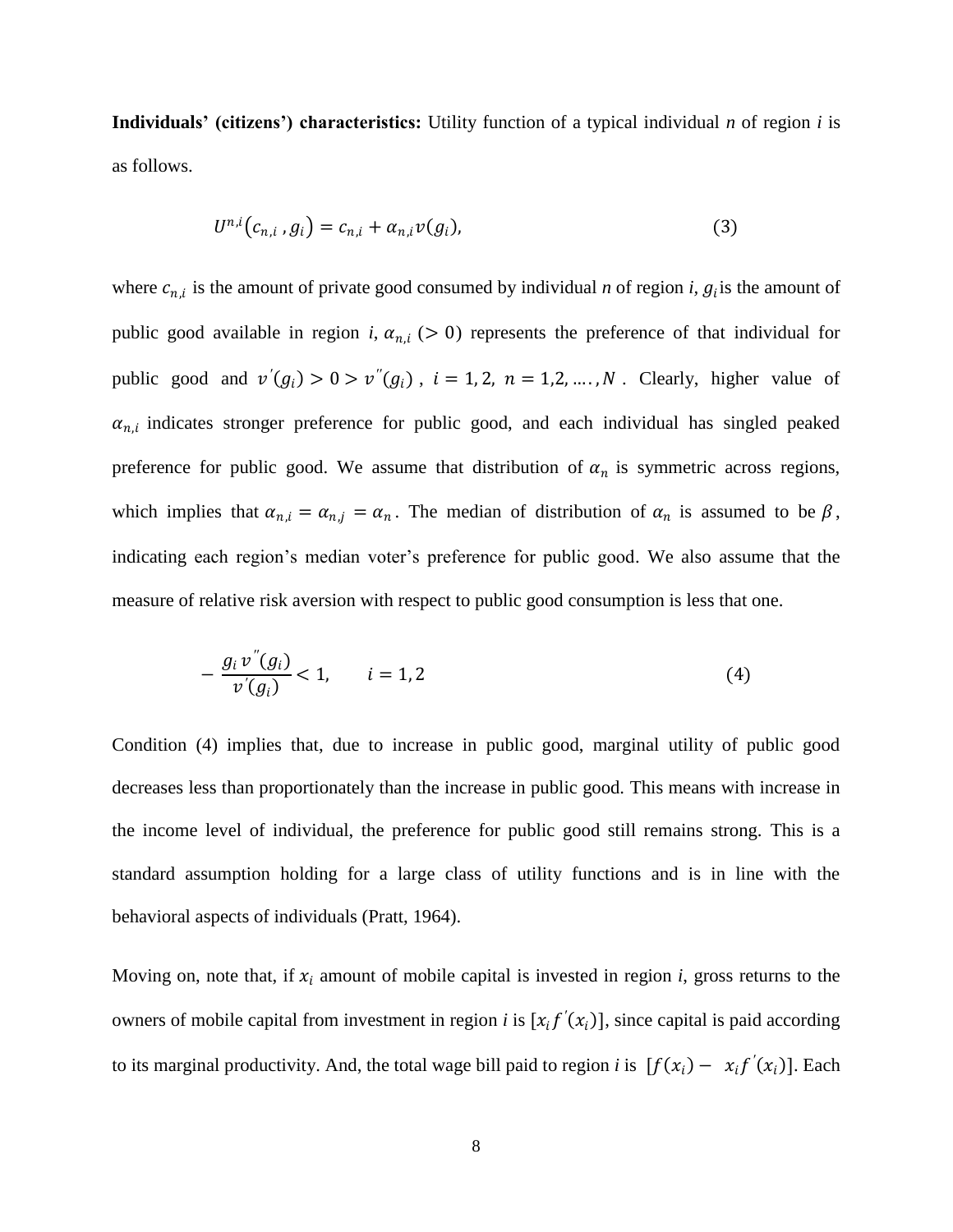**Individuals' (citizens') characteristics:** Utility function of a typical individual *n* of region *i* is as follows.

$$U^{n,i}(c_{n,i}, g_i) = c_{n,i} + \alpha_{n,i} v(g_i), \tag{3}$$

where $c_{n,i}$ is the amount of private good consumed by individual *n* of region *i*, $g_i$ is the amount of public good available in region *i*, $\alpha_{n,i}$ ($> 0$) represents the preference of that individual for public good and $v'(g_i) > 0 > v''(g_i)$, $i = 1, 2$, $n = 1,2, \ldots, N$. Clearly, higher value of $\alpha_{n,i}$ indicates stronger preference for public good, and each individual has singled peaked preference for public good. We assume that distribution of $\alpha_n$ is symmetric across regions, which implies that $\alpha_{n,i} = \alpha_{n,j} = \alpha_n$. The median of distribution of $\alpha_n$ is assumed to be $\beta$, indicating each region's median voter's preference for public good. We also assume that the measure of relative risk aversion with respect to public good consumption is less that one.

$$-\frac{g_i v''(g_i)}{v'(g_i)} < 1, \qquad i = 1, 2 \tag{4}$$

Condition (4) implies that, due to increase in public good, marginal utility of public good decreases less than proportionately than the increase in public good. This means with increase in the income level of individual, the preference for public good still remains strong. This is a standard assumption holding for a large class of utility functions and is in line with the behavioral aspects of individuals (Pratt, 1964).

Moving on, note that, if $x_i$ amount of mobile capital is invested in region *i*, gross returns to the owners of mobile capital from investment in region *i* is $[x_i f'(x_i)]$, since capital is paid according to its marginal productivity. And, the total wage bill paid to region *i* is $[f(x_i) - x_i f'(x_i)]$. Each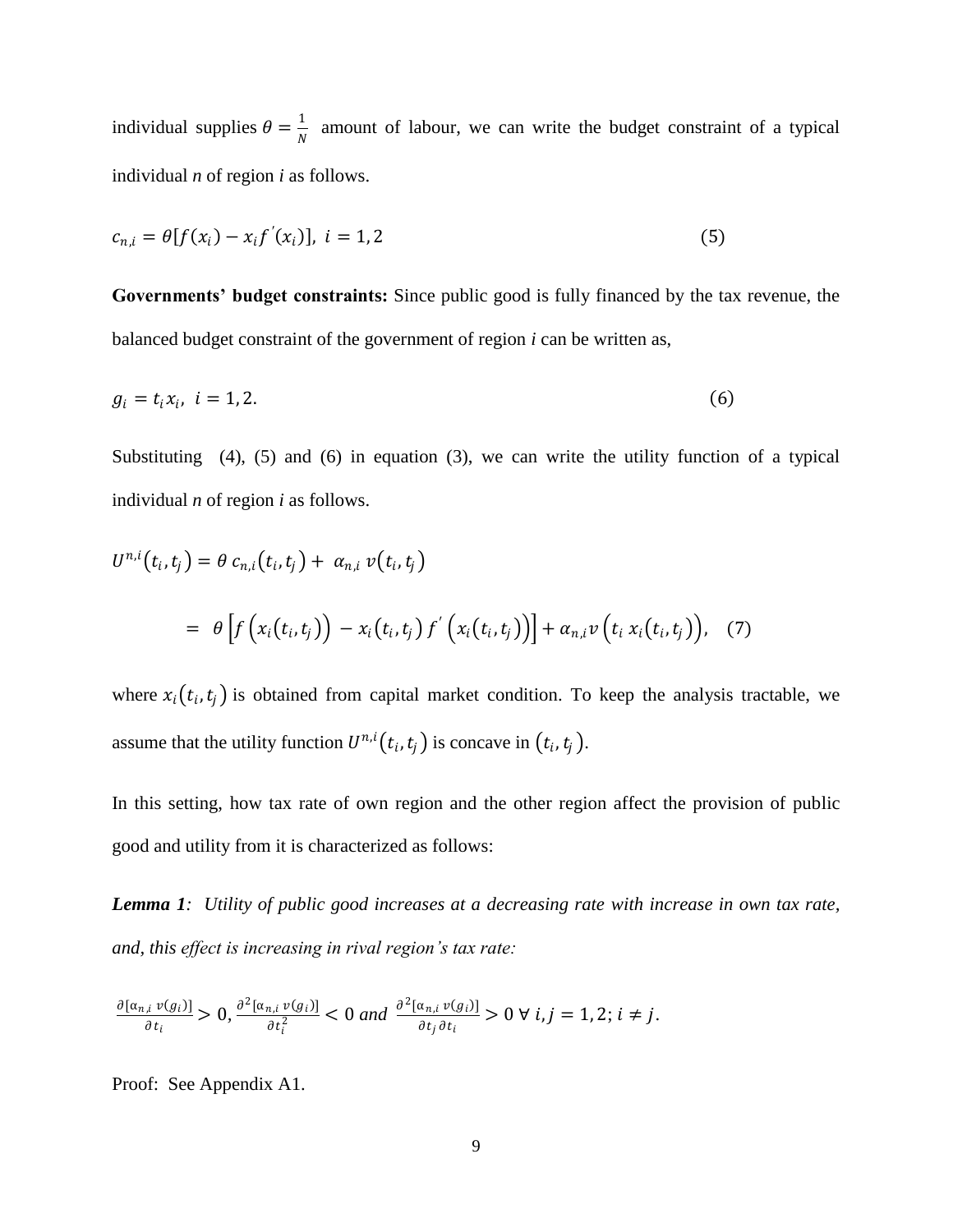individual supplies $\theta = \frac{1}{N}$ amount of labour, we can write the budget constraint of a typical individual *n* of region *i* as follows.

$$c_{n,i} = \theta[f(x_i) - x_i f^{'}(x_i)],\ i = 1, 2 \tag{5}$$

**Governments' budget constraints:** Since public good is fully financed by the tax revenue, the balanced budget constraint of the government of region *i* can be written as,

$$g_i = t_i x_i,\ i = 1, 2. \tag{6}$$

Substituting (4), (5) and (6) in equation (3), we can write the utility function of a typical individual *n* of region *i* as follows.

$$U^{n,i}(t_i, t_j) = \theta\ c_{n,i}(t_i, t_j) + \alpha_{n,i}\ v(t_i, t_j)$$

$$= \theta\left[f\left(x_i(t_i, t_j)\right) - x_i(t_i, t_j)\, f^{'}\left(x_i(t_i, t_j)\right)\right] + \alpha_{n,i} v\left(t_i\, x_i(t_i, t_j)\right), \tag{7}$$

where $x_i(t_i, t_j)$ is obtained from capital market condition. To keep the analysis tractable, we assume that the utility function $U^{n,i}(t_i, t_j)$ is concave in $(t_i, t_j)$.

In this setting, how tax rate of own region and the other region affect the provision of public good and utility from it is characterized as follows:

***Lemma 1**: Utility of public good increases at a decreasing rate with increase in own tax rate, and, this effect is increasing in rival region's tax rate:*

$$\frac{\partial[\alpha_{n,i}\ v(g_i)]}{\partial t_i} > 0,\ \frac{\partial^2[\alpha_{n,i}\ v(g_i)]}{\partial t_i^2} < 0\ \textit{and}\ \frac{\partial^2[\alpha_{n,i}\ v(g_i)]}{\partial t_j \partial t_i} > 0\ \forall\ i, j = 1, 2;\ i \neq j.$$

Proof: See Appendix A1.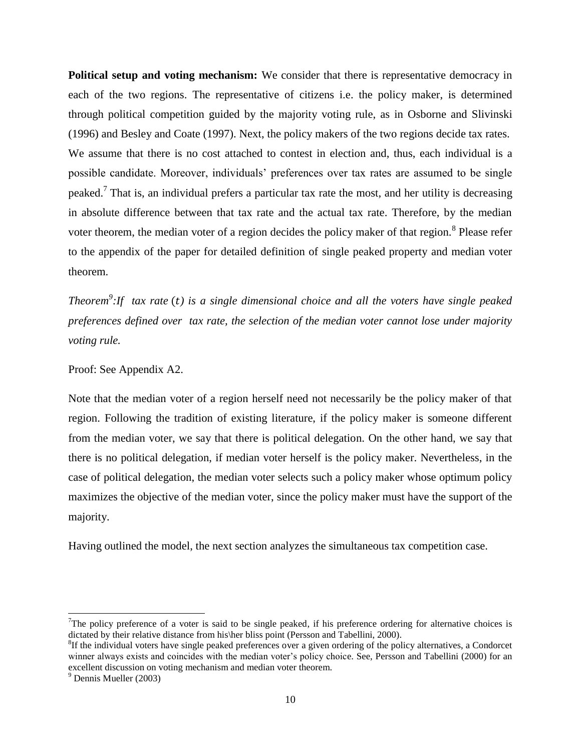**Political setup and voting mechanism:** We consider that there is representative democracy in each of the two regions. The representative of citizens i.e. the policy maker, is determined through political competition guided by the majority voting rule, as in Osborne and Slivinski (1996) and Besley and Coate (1997). Next, the policy makers of the two regions decide tax rates. We assume that there is no cost attached to contest in election and, thus, each individual is a possible candidate. Moreover, individuals' preferences over tax rates are assumed to be single peaked.[7] That is, an individual prefers a particular tax rate the most, and her utility is decreasing in absolute difference between that tax rate and the actual tax rate. Therefore, by the median voter theorem, the median voter of a region decides the policy maker of that region.[8] Please refer to the appendix of the paper for detailed definition of single peaked property and median voter theorem.

*Theorem*[9]*:If tax rate* $(t)$ *is a single dimensional choice and all the voters have single peaked preferences defined over tax rate, the selection of the median voter cannot lose under majority voting rule.*

Proof: See Appendix A2.

Note that the median voter of a region herself need not necessarily be the policy maker of that region. Following the tradition of existing literature, if the policy maker is someone different from the median voter, we say that there is political delegation. On the other hand, we say that there is no political delegation, if median voter herself is the policy maker. Nevertheless, in the case of political delegation, the median voter selects such a policy maker whose optimum policy maximizes the objective of the median voter, since the policy maker must have the support of the majority.

Having outlined the model, the next section analyzes the simultaneous tax competition case.

---

[7]The policy preference of a voter is said to be single peaked, if his preference ordering for alternative choices is dictated by their relative distance from his\her bliss point (Persson and Tabellini, 2000).

[8]If the individual voters have single peaked preferences over a given ordering of the policy alternatives, a Condorcet winner always exists and coincides with the median voter's policy choice. See, Persson and Tabellini (2000) for an excellent discussion on voting mechanism and median voter theorem.

[9] Dennis Mueller (2003)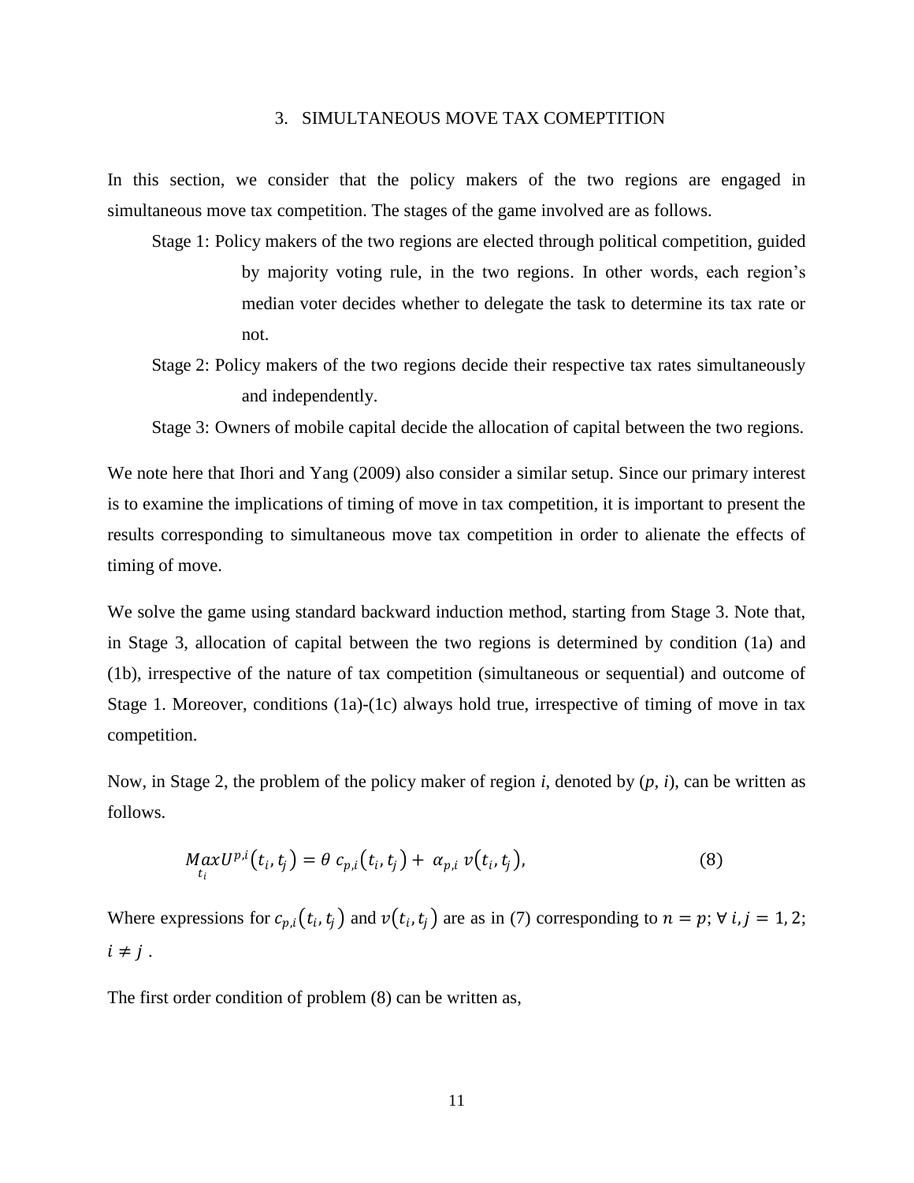## 3. SIMULTANEOUS MOVE TAX COMEPTITION

In this section, we consider that the policy makers of the two regions are engaged in simultaneous move tax competition. The stages of the game involved are as follows.

Stage 1: Policy makers of the two regions are elected through political competition, guided by majority voting rule, in the two regions. In other words, each region's median voter decides whether to delegate the task to determine its tax rate or not.

Stage 2: Policy makers of the two regions decide their respective tax rates simultaneously and independently.

Stage 3: Owners of mobile capital decide the allocation of capital between the two regions.

We note here that Ihori and Yang (2009) also consider a similar setup. Since our primary interest is to examine the implications of timing of move in tax competition, it is important to present the results corresponding to simultaneous move tax competition in order to alienate the effects of timing of move.

We solve the game using standard backward induction method, starting from Stage 3. Note that, in Stage 3, allocation of capital between the two regions is determined by condition (1a) and (1b), irrespective of the nature of tax competition (simultaneous or sequential) and outcome of Stage 1. Moreover, conditions (1a)-(1c) always hold true, irrespective of timing of move in tax competition.

Now, in Stage 2, the problem of the policy maker of region *i*, denoted by (*p*, *i*), can be written as follows.

$$\underset{t_i}{Max} U^{p,i}(t_i, t_j) = \theta \; c_{p,i}(t_i, t_j) + \; \alpha_{p,i} \; v(t_i, t_j), \tag{8}$$

Where expressions for $c_{p,i}(t_i, t_j)$ and $v(t_i, t_j)$ are as in (7) corresponding to $n = p$; $\forall \; i, j = 1, 2$; $i \neq j$ .

The first order condition of problem (8) can be written as,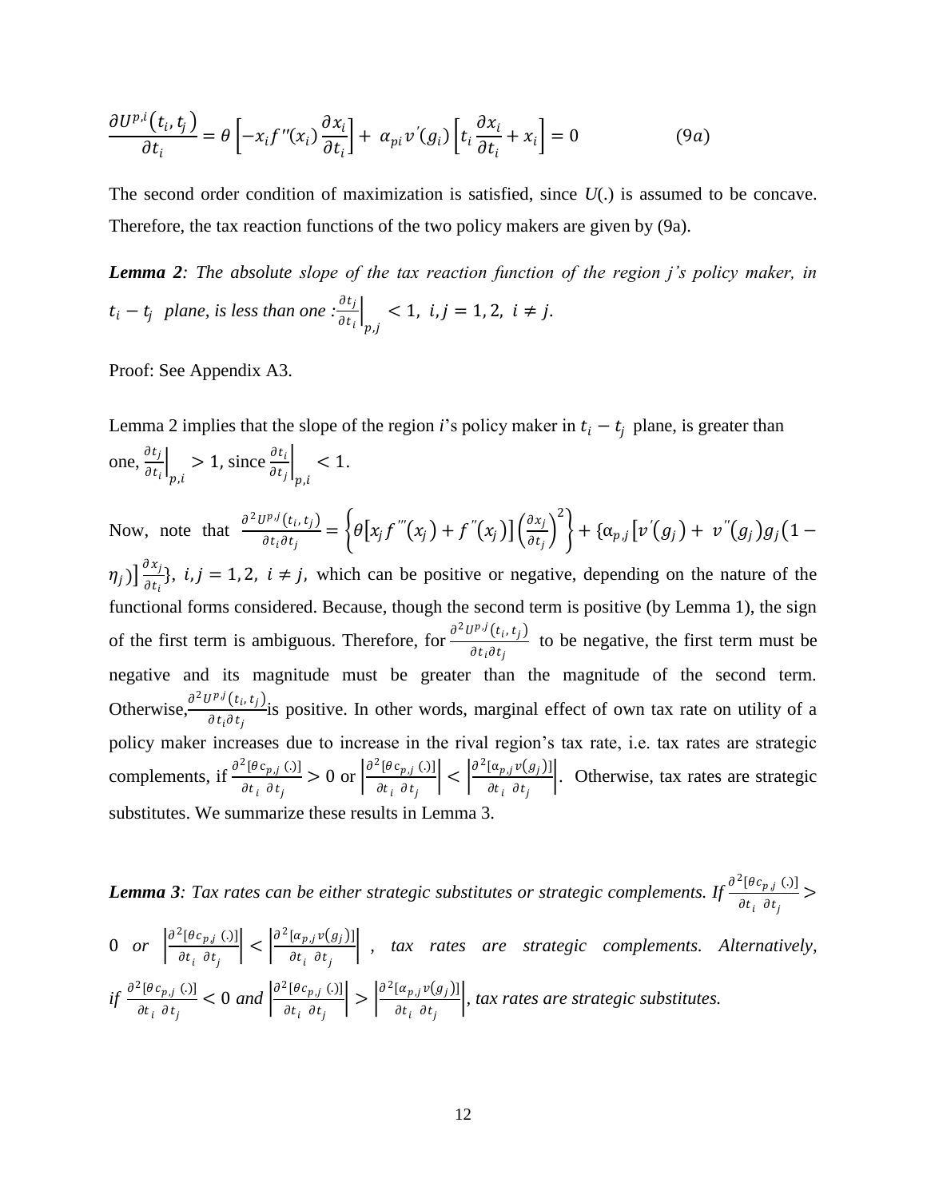$$\frac{\partial U^{p,i}(t_i, t_j)}{\partial t_i} = \theta \left[ -x_i f''(x_i) \frac{\partial x_i}{\partial t_i} \right] + \alpha_{pi} v'(g_i) \left[ t_i \frac{\partial x_i}{\partial t_i} + x_i \right] = 0 \qquad (9a)$$

The second order condition of maximization is satisfied, since *U*(.) is assumed to be concave. Therefore, the tax reaction functions of the two policy makers are given by (9a).

***Lemma 2****: The absolute slope of the tax reaction function of the region j's policy maker, in $t_i - t_j$ plane, is less than one :$\left.\frac{\partial t_j}{\partial t_i}\right|_{p,j} < 1,\ i,j = 1,2,\ i \neq j$.*

Proof: See Appendix A3.

Lemma 2 implies that the slope of the region *i*'s policy maker in $t_i - t_j$ plane, is greater than one, $\left.\frac{\partial t_j}{\partial t_i}\right|_{p,i} > 1$, since $\left.\frac{\partial t_i}{\partial t_j}\right|_{p,i} < 1$.

Now, note that $\frac{\partial^2 U^{p,j}(t_i, t_j)}{\partial t_i \partial t_j} = \left\{ \theta \left[ x_j f'''(x_j) + f''(x_j) \right] \left( \frac{\partial x_j}{\partial t_j} \right)^2 \right\} + \{\alpha_{p,j} \left[ v'(g_j) + v''(g_j) g_j (1 - \eta_j) \right] \frac{\partial x_j}{\partial t_i}\}$, $i,j = 1,2,\ i \neq j$, which can be positive or negative, depending on the nature of the functional forms considered. Because, though the second term is positive (by Lemma 1), the sign of the first term is ambiguous. Therefore, for $\frac{\partial^2 U^{p,j}(t_i, t_j)}{\partial t_i \partial t_j}$ to be negative, the first term must be negative and its magnitude must be greater than the magnitude of the second term. Otherwise, $\frac{\partial^2 U^{p,j}(t_i, t_j)}{\partial t_i \partial t_j}$ is positive. In other words, marginal effect of own tax rate on utility of a policy maker increases due to increase in the rival region's tax rate, i.e. tax rates are strategic complements, if $\frac{\partial^2 [\theta c_{p,j}(.)]}{\partial t_i\ \partial t_j} > 0$ or $\left| \frac{\partial^2 [\theta c_{p,j}(.)]}{\partial t_i\ \partial t_j} \right| < \left| \frac{\partial^2 [\alpha_{p,j} v(g_j)]}{\partial t_i\ \partial t_j} \right|$. Otherwise, tax rates are strategic substitutes. We summarize these results in Lemma 3.

***Lemma 3****: Tax rates can be either strategic substitutes or strategic complements. If $\frac{\partial^2 [\theta c_{p,j}(.)]}{\partial t_i\ \partial t_j} > 0$ or $\left| \frac{\partial^2 [\theta c_{p,j}(.)]}{\partial t_i\ \partial t_j} \right| < \left| \frac{\partial^2 [\alpha_{p,j} v(g_j)]}{\partial t_i\ \partial t_j} \right|$, tax rates are strategic complements. Alternatively, if $\frac{\partial^2 [\theta c_{p,j}(.)]}{\partial t_i\ \partial t_j} < 0$ and $\left| \frac{\partial^2 [\theta c_{p,j}(.)]}{\partial t_i\ \partial t_j} \right| > \left| \frac{\partial^2 [\alpha_{p,j} v(g_j)]}{\partial t_i\ \partial t_j} \right|$, tax rates are strategic substitutes.*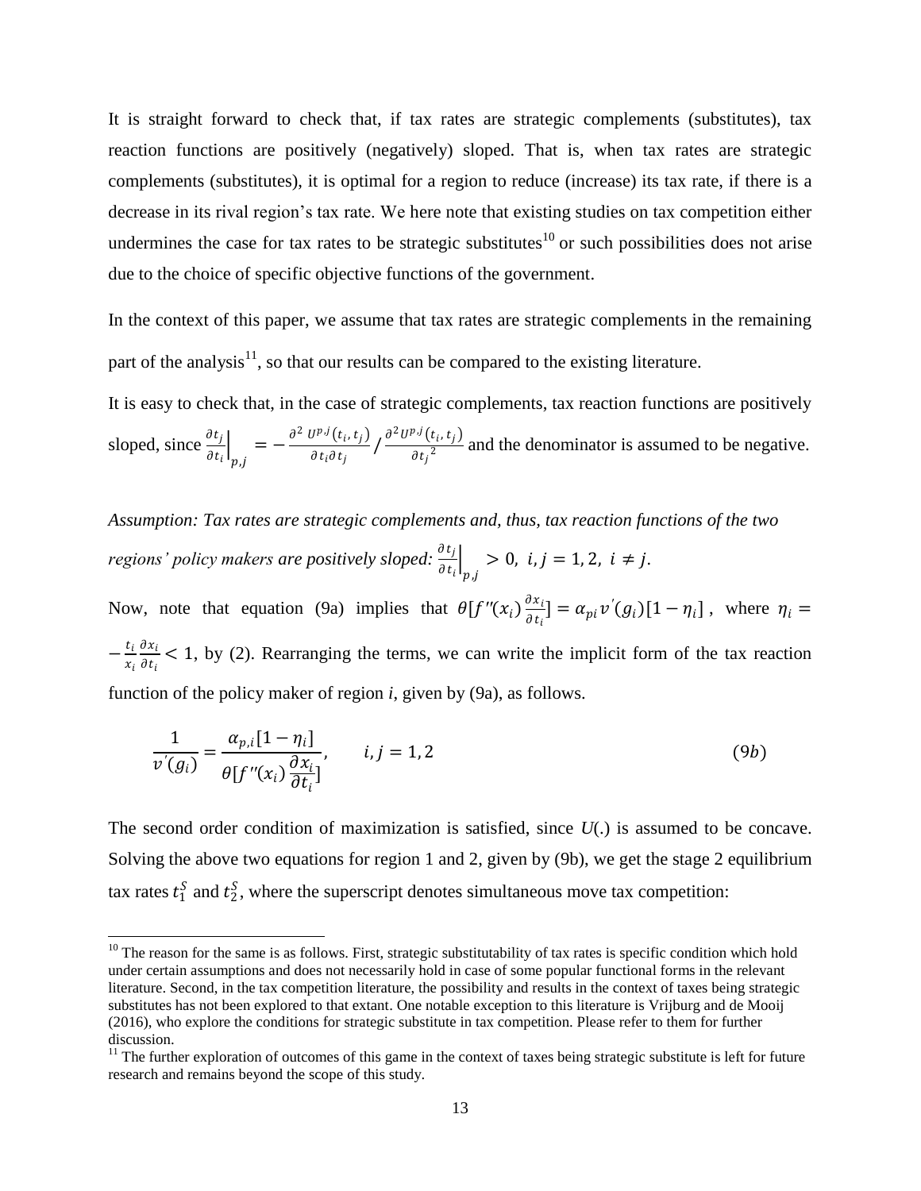It is straight forward to check that, if tax rates are strategic complements (substitutes), tax reaction functions are positively (negatively) sloped. That is, when tax rates are strategic complements (substitutes), it is optimal for a region to reduce (increase) its tax rate, if there is a decrease in its rival region's tax rate. We here note that existing studies on tax competition either undermines the case for tax rates to be strategic substitutes[10] or such possibilities does not arise due to the choice of specific objective functions of the government.

In the context of this paper, we assume that tax rates are strategic complements in the remaining part of the analysis[11], so that our results can be compared to the existing literature.

It is easy to check that, in the case of strategic complements, tax reaction functions are positively sloped, since $\left.\frac{\partial t_j}{\partial t_i}\right|_{p,j} = -\frac{\partial^2 U^{p,j}(t_i, t_j)}{\partial t_i \partial t_j} / \frac{\partial^2 U^{p,j}(t_i, t_j)}{\partial t_j{}^2}$ and the denominator is assumed to be negative.

*Assumption: Tax rates are strategic complements and, thus, tax reaction functions of the two regions' policy makers are positively sloped:* $\left.\frac{\partial t_j}{\partial t_i}\right|_{p,j} > 0,\ i, j = 1, 2,\ i \neq j.$

Now, note that equation (9a) implies that $\theta[f''(x_i)\frac{\partial x_i}{\partial t_i}] = \alpha_{pi} v'(g_i)[1 - \eta_i]$, where $\eta_i = -\frac{t_i}{x_i}\frac{\partial x_i}{\partial t_i} < 1$, by (2). Rearranging the terms, we can write the implicit form of the tax reaction function of the policy maker of region *i*, given by (9a), as follows.

$$\frac{1}{v'(g_i)} = \frac{\alpha_{p,i}[1 - \eta_i]}{\theta[f''(x_i)\frac{\partial x_i}{\partial t_i}]}, \qquad i, j = 1, 2 \tag{9b}$$

The second order condition of maximization is satisfied, since *U*(.) is assumed to be concave. Solving the above two equations for region 1 and 2, given by (9b), we get the stage 2 equilibrium tax rates $t_1^S$ and $t_2^S$, where the superscript denotes simultaneous move tax competition:

---

[10] The reason for the same is as follows. First, strategic substitutability of tax rates is specific condition which hold under certain assumptions and does not necessarily hold in case of some popular functional forms in the relevant literature. Second, in the tax competition literature, the possibility and results in the context of taxes being strategic substitutes has not been explored to that extant. One notable exception to this literature is Vrijburg and de Mooij (2016), who explore the conditions for strategic substitute in tax competition. Please refer to them for further discussion.

[11] The further exploration of outcomes of this game in the context of taxes being strategic substitute is left for future research and remains beyond the scope of this study.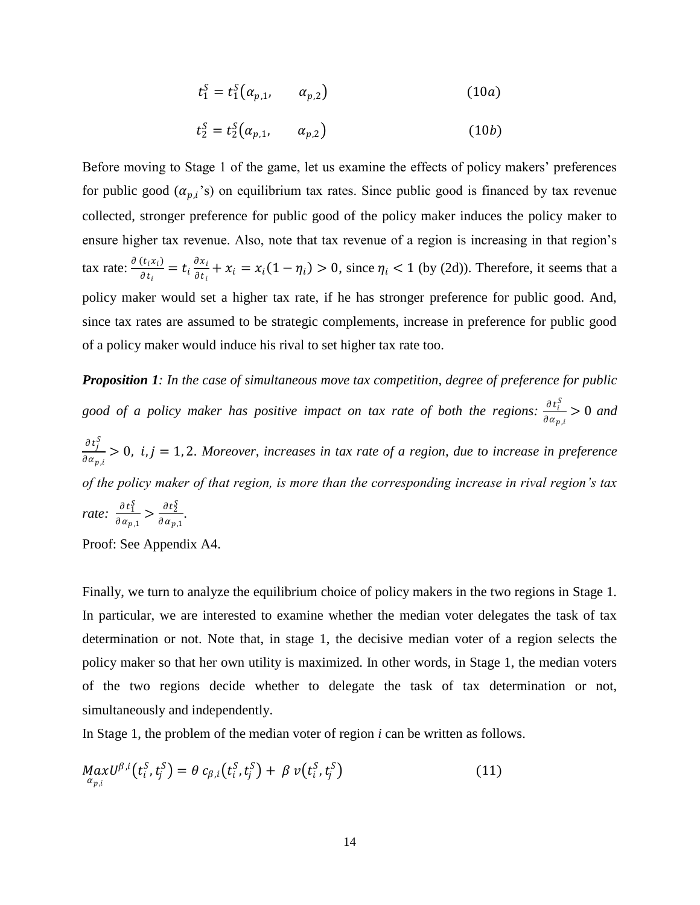$$t_1^S = t_1^S(\alpha_{p,1}, \quad \alpha_{p,2}) \tag{10a}$$

$$t_2^S = t_2^S(\alpha_{p,1}, \quad \alpha_{p,2}) \tag{10b}$$

Before moving to Stage 1 of the game, let us examine the effects of policy makers' preferences for public good ($\alpha_{p,i}$'s) on equilibrium tax rates. Since public good is financed by tax revenue collected, stronger preference for public good of the policy maker induces the policy maker to ensure higher tax revenue. Also, note that tax revenue of a region is increasing in that region's tax rate: $\frac{\partial (t_i x_i)}{\partial t_i} = t_i \frac{\partial x_i}{\partial t_i} + x_i = x_i(1 - \eta_i) > 0$, since $\eta_i < 1$ (by (2d)). Therefore, it seems that a policy maker would set a higher tax rate, if he has stronger preference for public good. And, since tax rates are assumed to be strategic complements, increase in preference for public good of a policy maker would induce his rival to set higher tax rate too.

***Proposition 1****: In the case of simultaneous move tax competition, degree of preference for public good of a policy maker has positive impact on tax rate of both the regions:* $\frac{\partial t_i^S}{\partial \alpha_{p,i}} > 0$ *and* $\frac{\partial t_j^S}{\partial \alpha_{p,i}} > 0$*,* $i, j = 1, 2$*. Moreover, increases in tax rate of a region, due to increase in preference of the policy maker of that region, is more than the corresponding increase in rival region's tax rate:* $\frac{\partial t_1^S}{\partial \alpha_{p,1}} > \frac{\partial t_2^S}{\partial \alpha_{p,1}}$*.*

Proof: See Appendix A4.

Finally, we turn to analyze the equilibrium choice of policy makers in the two regions in Stage 1. In particular, we are interested to examine whether the median voter delegates the task of tax determination or not. Note that, in stage 1, the decisive median voter of a region selects the policy maker so that her own utility is maximized. In other words, in Stage 1, the median voters of the two regions decide whether to delegate the task of tax determination or not, simultaneously and independently.

In Stage 1, the problem of the median voter of region *i* can be written as follows.

$$\underset{\alpha_{p,i}}{Max} U^{\beta,i}(t_i^S, t_j^S) = \theta\, c_{\beta,i}(t_i^S, t_j^S) + \beta\, v(t_i^S, t_j^S) \tag{11}$$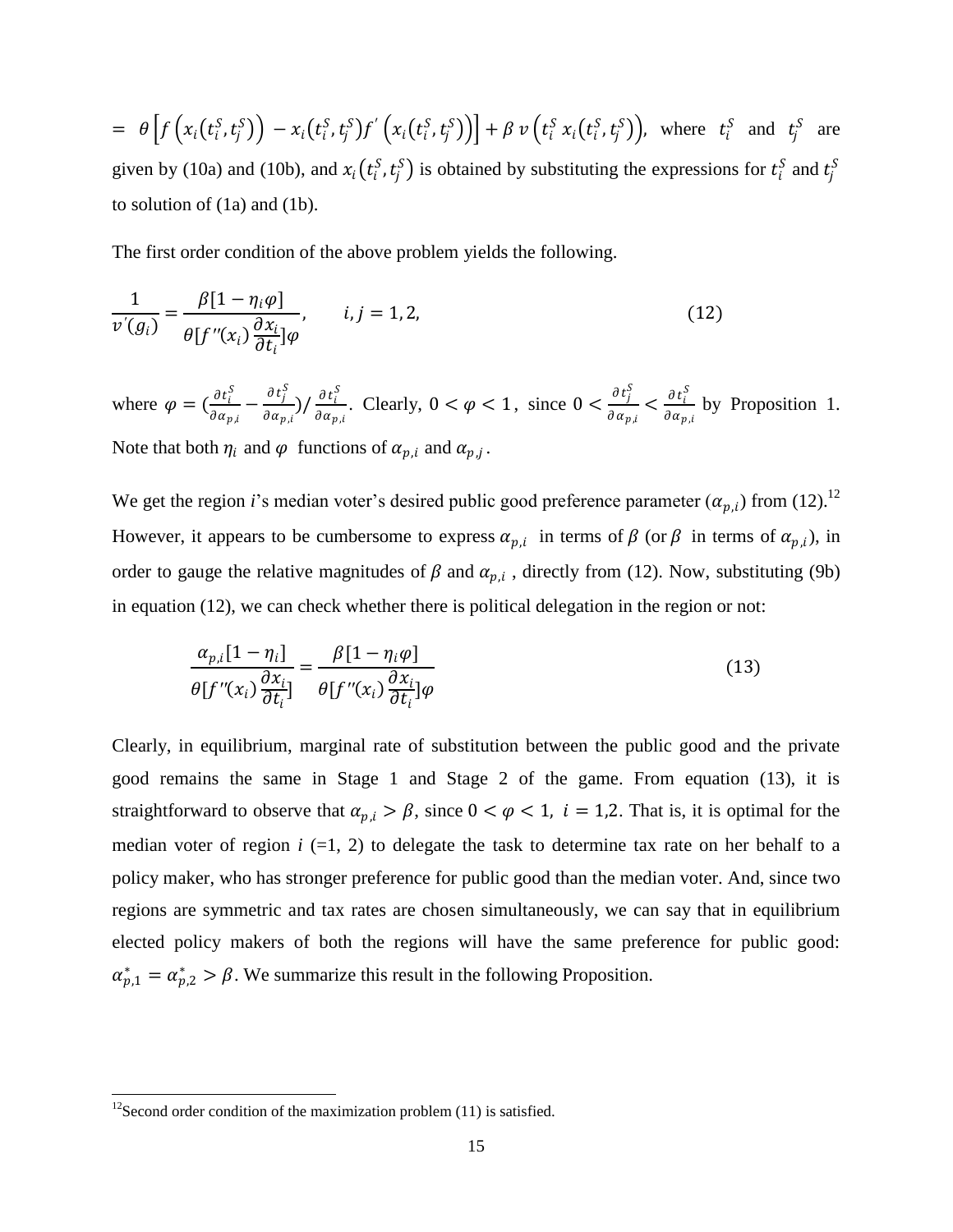$= \theta\left[f\left(x_i(t_i^S, t_j^S)\right) - x_i(t_i^S, t_j^S) f'\left(x_i(t_i^S, t_j^S)\right)\right] + \beta\, v\left(t_i^S\, x_i(t_i^S, t_j^S)\right)$, where $t_i^S$ and $t_j^S$ are given by (10a) and (10b), and $x_i(t_i^S, t_j^S)$ is obtained by substituting the expressions for $t_i^S$ and $t_j^S$ to solution of (1a) and (1b).

The first order condition of the above problem yields the following.

$$\frac{1}{v'(g_i)} = \frac{\beta[1-\eta_i\varphi]}{\theta[f''(x_i)\frac{\partial x_i}{\partial t_i}]\varphi}, \qquad i,j = 1,2, \tag{12}$$

where $\varphi = (\frac{\partial t_i^S}{\partial \alpha_{p,i}} - \frac{\partial t_j^S}{\partial \alpha_{p,i}}) / \frac{\partial t_i^S}{\partial \alpha_{p,i}}$. Clearly, $0 < \varphi < 1$, since $0 < \frac{\partial t_j^S}{\partial \alpha_{p,i}} < \frac{\partial t_i^S}{\partial \alpha_{p,i}}$ by Proposition 1. Note that both $\eta_i$ and $\varphi$ functions of $\alpha_{p,i}$ and $\alpha_{p,j}$.

We get the region *i*'s median voter's desired public good preference parameter ($\alpha_{p,i}$) from (12).[12] However, it appears to be cumbersome to express $\alpha_{p,i}$ in terms of $\beta$ (or $\beta$ in terms of $\alpha_{p,i}$), in order to gauge the relative magnitudes of $\beta$ and $\alpha_{p,i}$, directly from (12). Now, substituting (9b) in equation (12), we can check whether there is political delegation in the region or not:

$$\frac{\alpha_{p,i}[1-\eta_i]}{\theta[f''(x_i)\frac{\partial x_i}{\partial t_i}]} = \frac{\beta[1-\eta_i\varphi]}{\theta[f''(x_i)\frac{\partial x_i}{\partial t_i}]\varphi} \tag{13}$$

Clearly, in equilibrium, marginal rate of substitution between the public good and the private good remains the same in Stage 1 and Stage 2 of the game. From equation (13), it is straightforward to observe that $\alpha_{p,i} > \beta$, since $0 < \varphi < 1,\ i = 1,2$. That is, it is optimal for the median voter of region *i* (=1, 2) to delegate the task to determine tax rate on her behalf to a policy maker, who has stronger preference for public good than the median voter. And, since two regions are symmetric and tax rates are chosen simultaneously, we can say that in equilibrium elected policy makers of both the regions will have the same preference for public good: $\alpha_{p,1}^* = \alpha_{p,2}^* > \beta$. We summarize this result in the following Proposition.

[12] Second order condition of the maximization problem (11) is satisfied.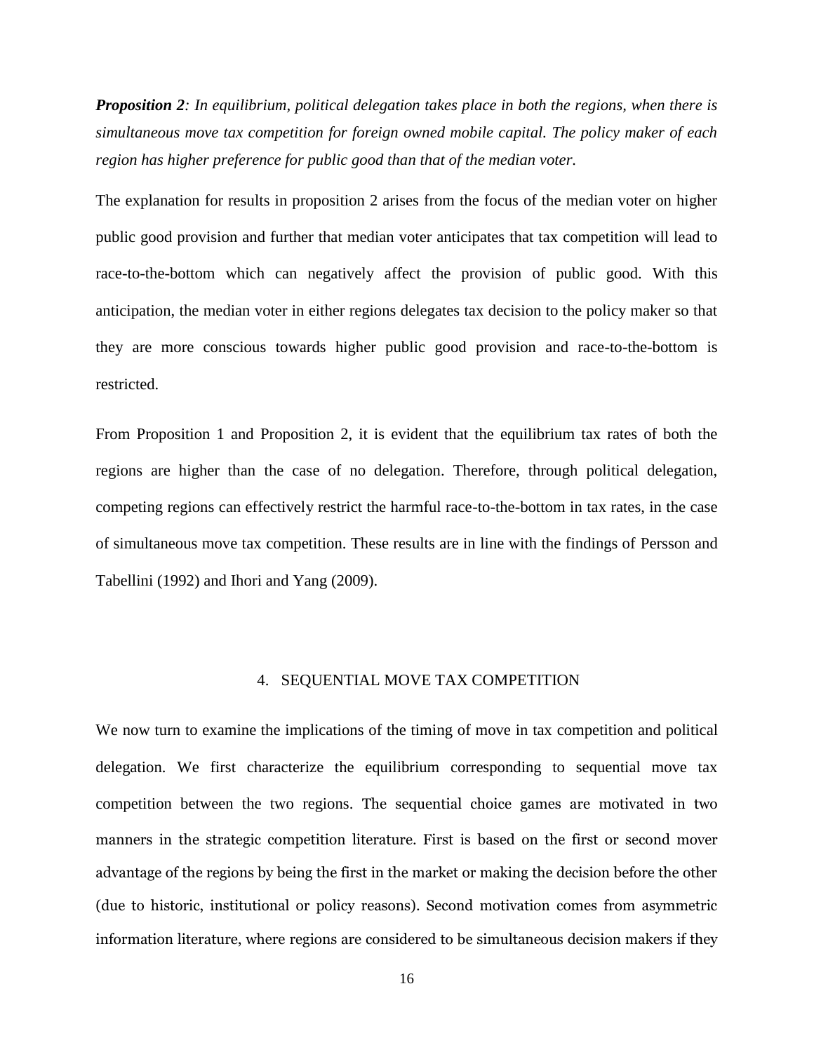***Proposition 2**: In equilibrium, political delegation takes place in both the regions, when there is simultaneous move tax competition for foreign owned mobile capital. The policy maker of each region has higher preference for public good than that of the median voter.*

The explanation for results in proposition 2 arises from the focus of the median voter on higher public good provision and further that median voter anticipates that tax competition will lead to race-to-the-bottom which can negatively affect the provision of public good. With this anticipation, the median voter in either regions delegates tax decision to the policy maker so that they are more conscious towards higher public good provision and race-to-the-bottom is restricted.

From Proposition 1 and Proposition 2, it is evident that the equilibrium tax rates of both the regions are higher than the case of no delegation. Therefore, through political delegation, competing regions can effectively restrict the harmful race-to-the-bottom in tax rates, in the case of simultaneous move tax competition. These results are in line with the findings of Persson and Tabellini (1992) and Ihori and Yang (2009).

## 4. SEQUENTIAL MOVE TAX COMPETITION

We now turn to examine the implications of the timing of move in tax competition and political delegation. We first characterize the equilibrium corresponding to sequential move tax competition between the two regions. The sequential choice games are motivated in two manners in the strategic competition literature. First is based on the first or second mover advantage of the regions by being the first in the market or making the decision before the other (due to historic, institutional or policy reasons). Second motivation comes from asymmetric information literature, where regions are considered to be simultaneous decision makers if they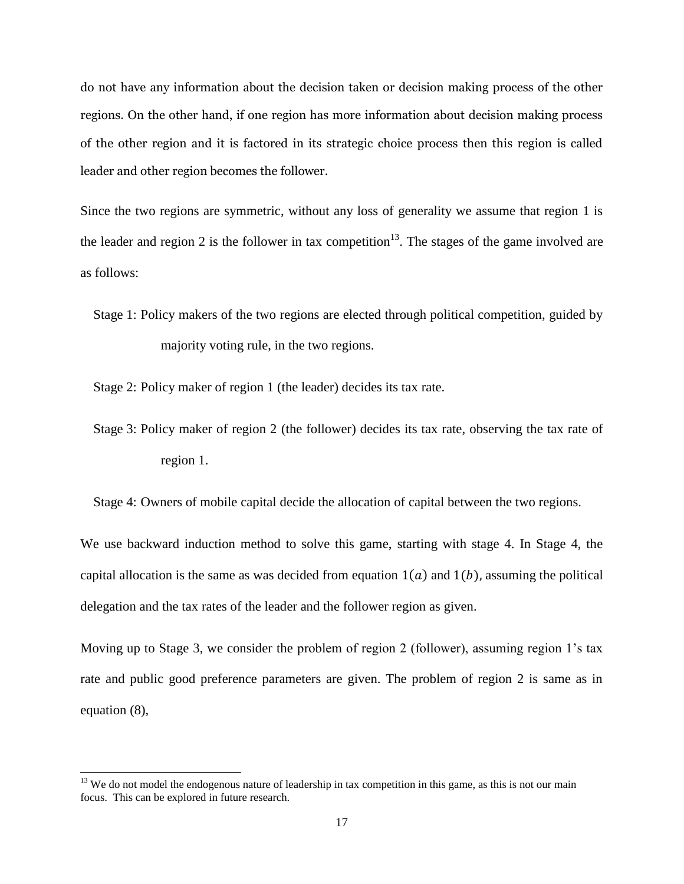do not have any information about the decision taken or decision making process of the other regions. On the other hand, if one region has more information about decision making process of the other region and it is factored in its strategic choice process then this region is called leader and other region becomes the follower.

Since the two regions are symmetric, without any loss of generality we assume that region 1 is the leader and region 2 is the follower in tax competition[13]. The stages of the game involved are as follows:

Stage 1: Policy makers of the two regions are elected through political competition, guided by majority voting rule, in the two regions.

Stage 2: Policy maker of region 1 (the leader) decides its tax rate.

Stage 3: Policy maker of region 2 (the follower) decides its tax rate, observing the tax rate of region 1.

Stage 4: Owners of mobile capital decide the allocation of capital between the two regions.

We use backward induction method to solve this game, starting with stage 4. In Stage 4, the capital allocation is the same as was decided from equation $1(a)$ and $1(b)$, assuming the political delegation and the tax rates of the leader and the follower region as given.

Moving up to Stage 3, we consider the problem of region 2 (follower), assuming region 1's tax rate and public good preference parameters are given. The problem of region 2 is same as in equation (8),

[13] We do not model the endogenous nature of leadership in tax competition in this game, as this is not our main focus. This can be explored in future research.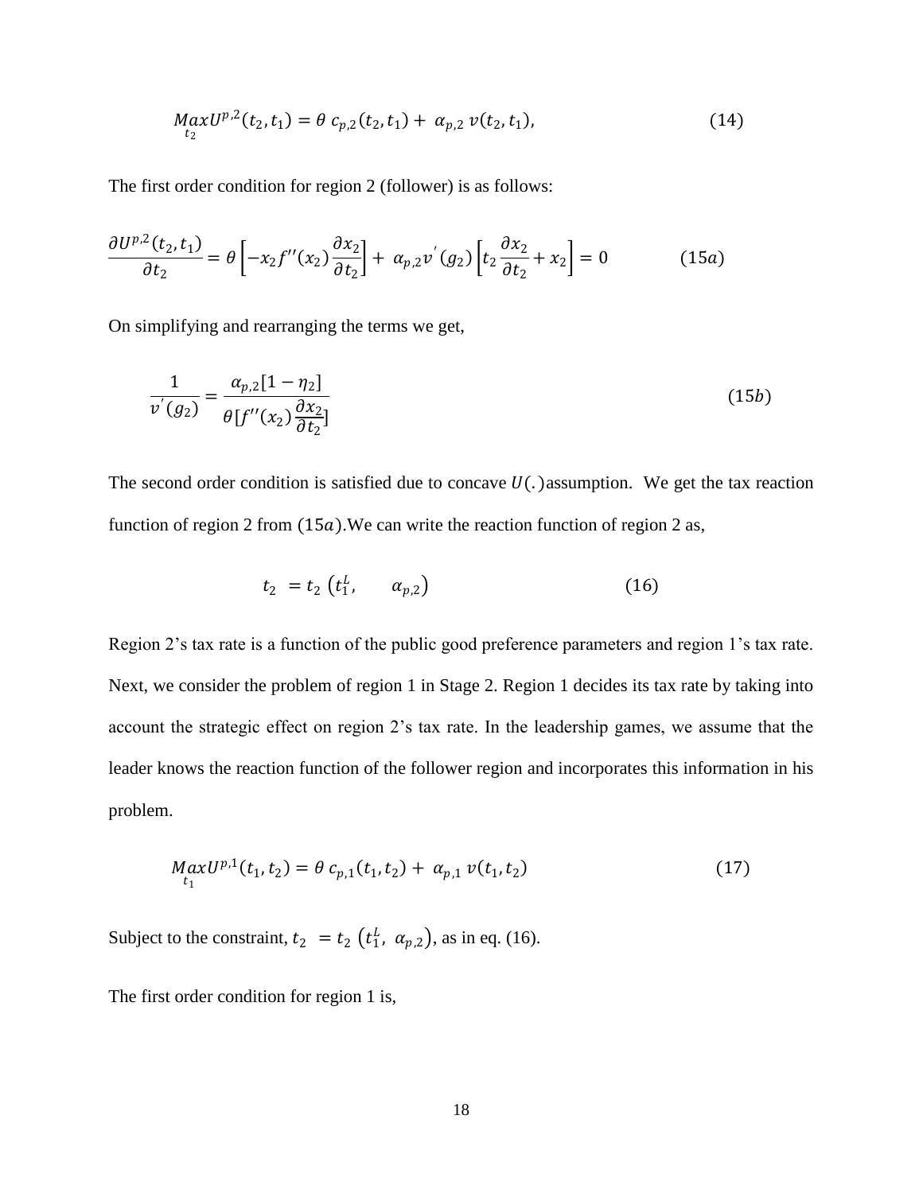$$\underset{t_2}{Max} U^{p,2}(t_2, t_1) = \theta\, c_{p,2}(t_2, t_1) + \alpha_{p,2}\, v(t_2, t_1), \tag{14}$$

The first order condition for region 2 (follower) is as follows:

$$\frac{\partial U^{p,2}(t_2, t_1)}{\partial t_2} = \theta \left[ -x_2 f''(x_2) \frac{\partial x_2}{\partial t_2} \right] + \alpha_{p,2} v^{'}(g_2) \left[ t_2 \frac{\partial x_2}{\partial t_2} + x_2 \right] = 0 \tag{15a}$$

On simplifying and rearranging the terms we get,

$$\frac{1}{v^{'}(g_2)} = \frac{\alpha_{p,2}[1 - \eta_2]}{\theta[f''(x_2) \frac{\partial x_2}{\partial t_2}]} \tag{15b}$$

The second order condition is satisfied due to concave $U(.)$ assumption. We get the tax reaction function of region 2 from $(15a)$. We can write the reaction function of region 2 as,

$$t_2 = t_2 \left( t_1^L, \quad \alpha_{p,2} \right) \tag{16}$$

Region 2's tax rate is a function of the public good preference parameters and region 1's tax rate. Next, we consider the problem of region 1 in Stage 2. Region 1 decides its tax rate by taking into account the strategic effect on region 2's tax rate. In the leadership games, we assume that the leader knows the reaction function of the follower region and incorporates this information in his problem.

$$\underset{t_1}{Max} U^{p,1}(t_1, t_2) = \theta\, c_{p,1}(t_1, t_2) + \alpha_{p,1}\, v(t_1, t_2) \tag{17}$$

Subject to the constraint, $t_2 = t_2 \left( t_1^L,\ \alpha_{p,2} \right)$, as in eq. (16).

The first order condition for region 1 is,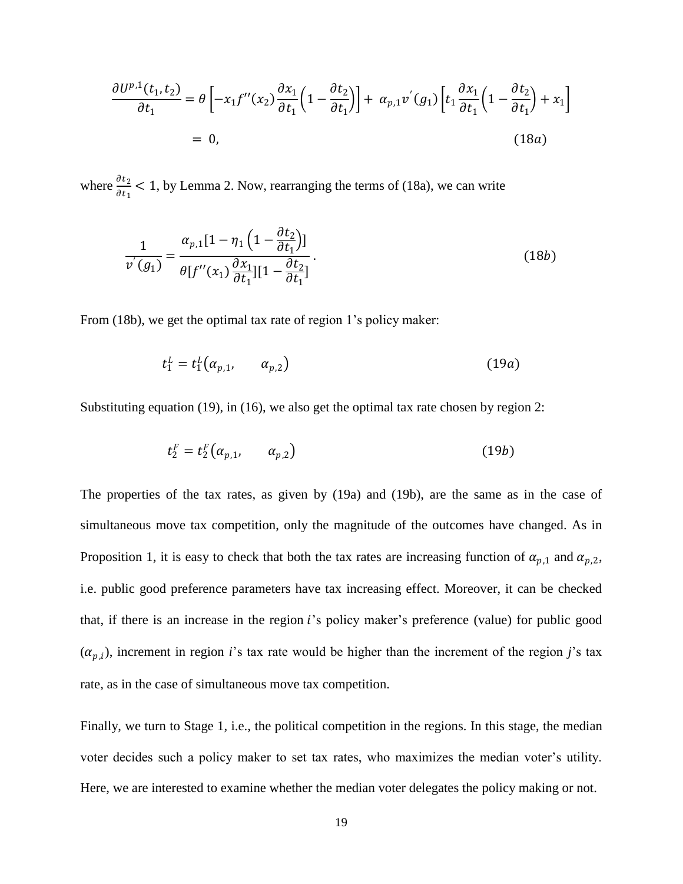$$\frac{\partial U^{p,1}(t_1,t_2)}{\partial t_1} = \theta\left[-x_1 f''(x_2)\frac{\partial x_1}{\partial t_1}\left(1-\frac{\partial t_2}{\partial t_1}\right)\right] + \alpha_{p,1} v^{'}(g_1)\left[t_1\frac{\partial x_1}{\partial t_1}\left(1-\frac{\partial t_2}{\partial t_1}\right)+x_1\right]$$

$$= 0, \qquad\qquad (18a)$$

where $\frac{\partial t_2}{\partial t_1} < 1$, by Lemma 2. Now, rearranging the terms of (18a), we can write

$$\frac{1}{v^{'}(g_1)} = \frac{\alpha_{p,1}[1-\eta_1\left(1-\frac{\partial t_2}{\partial t_1}\right)]}{\theta[f''(x_1)\frac{\partial x_1}{\partial t_1}][1-\frac{\partial t_2}{\partial t_1}]}. \qquad (18b)$$

From (18b), we get the optimal tax rate of region 1's policy maker:

$$t_1^L = t_1^L(\alpha_{p,1}, \quad \alpha_{p,2}) \qquad (19a)$$

Substituting equation (19), in (16), we also get the optimal tax rate chosen by region 2:

$$t_2^F = t_2^F(\alpha_{p,1}, \quad \alpha_{p,2}) \qquad (19b)$$

The properties of the tax rates, as given by (19a) and (19b), are the same as in the case of simultaneous move tax competition, only the magnitude of the outcomes have changed. As in Proposition 1, it is easy to check that both the tax rates are increasing function of $\alpha_{p,1}$ and $\alpha_{p,2}$, i.e. public good preference parameters have tax increasing effect. Moreover, it can be checked that, if there is an increase in the region $i$'s policy maker's preference (value) for public good ($\alpha_{p,i}$), increment in region *i*'s tax rate would be higher than the increment of the region *j*'s tax rate, as in the case of simultaneous move tax competition.

Finally, we turn to Stage 1, i.e., the political competition in the regions. In this stage, the median voter decides such a policy maker to set tax rates, who maximizes the median voter's utility. Here, we are interested to examine whether the median voter delegates the policy making or not.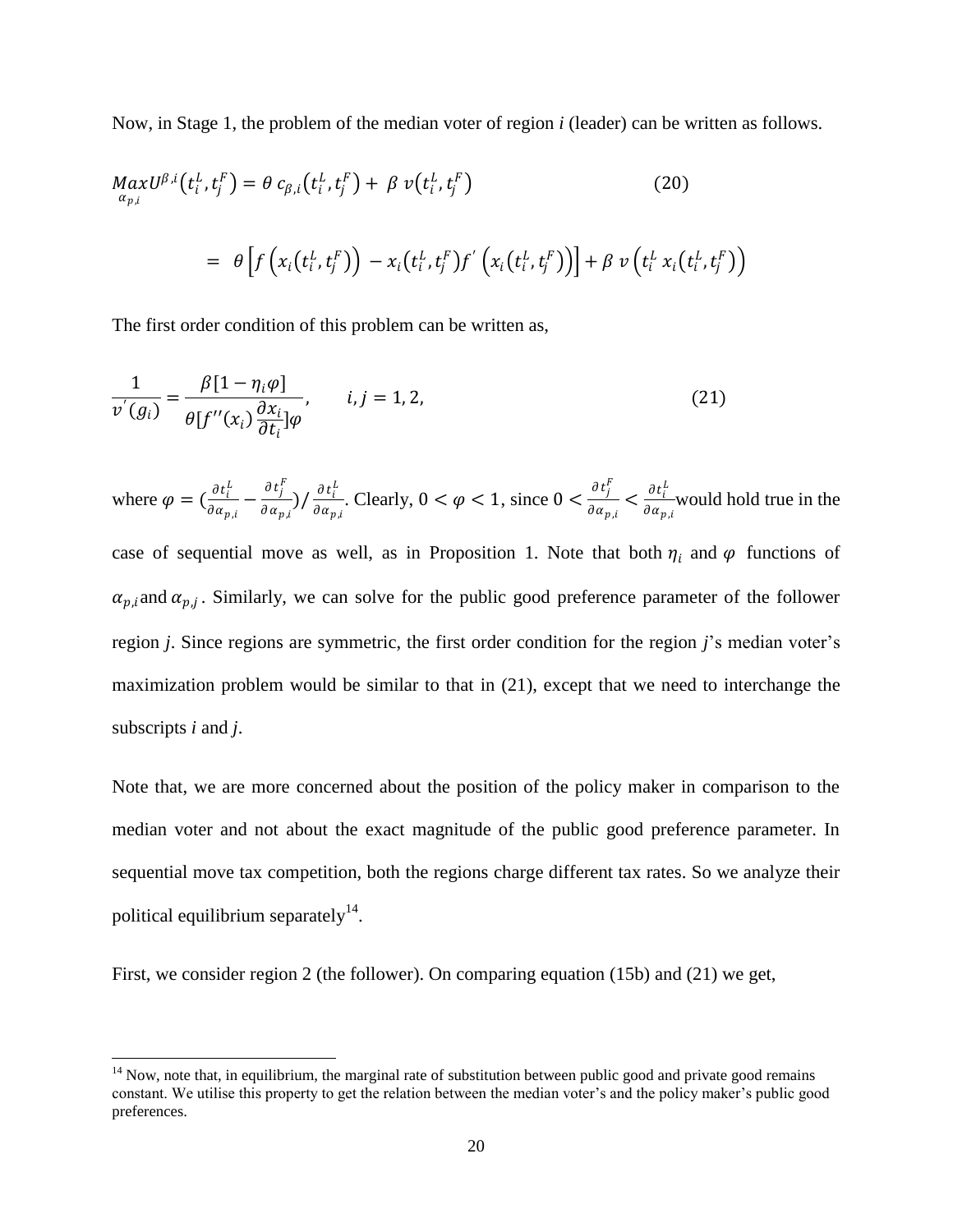Now, in Stage 1, the problem of the median voter of region *i* (leader) can be written as follows.

$$\underset{\alpha_{p,i}}{Max} U^{\beta,i}\left(t_i^L, t_j^F\right) = \theta\, c_{\beta,i}\left(t_i^L, t_j^F\right) + \beta\, v\left(t_i^L, t_j^F\right) \qquad (20)$$

$$= \theta\left[f\left(x_i\left(t_i^L, t_j^F\right)\right) - x_i\left(t_i^L, t_j^F\right) f'\left(x_i\left(t_i^L, t_j^F\right)\right)\right] + \beta\, v\left(t_i^L\, x_i\left(t_i^L, t_j^F\right)\right)$$

The first order condition of this problem can be written as,

$$\frac{1}{v'(g_i)} = \frac{\beta[1-\eta_i \varphi]}{\theta[f''(x_i)\frac{\partial x_i}{\partial t_i}]\varphi}, \qquad i, j = 1, 2, \qquad (21)$$

where $\varphi = \left(\frac{\partial t_i^L}{\partial \alpha_{p,i}} - \frac{\partial t_j^F}{\partial \alpha_{p,i}}\right) / \frac{\partial t_i^L}{\partial \alpha_{p,i}}$. Clearly, $0 < \varphi < 1$, since $0 < \frac{\partial t_j^F}{\partial \alpha_{p,i}} < \frac{\partial t_i^L}{\partial \alpha_{p,i}}$ would hold true in the case of sequential move as well, as in Proposition 1. Note that both $\eta_i$ and $\varphi$ functions of $\alpha_{p,i}$ and $\alpha_{p,j}$. Similarly, we can solve for the public good preference parameter of the follower region *j*. Since regions are symmetric, the first order condition for the region *j*'s median voter's maximization problem would be similar to that in (21), except that we need to interchange the subscripts *i* and *j*.

Note that, we are more concerned about the position of the policy maker in comparison to the median voter and not about the exact magnitude of the public good preference parameter. In sequential move tax competition, both the regions charge different tax rates. So we analyze their political equilibrium separately[14].

First, we consider region 2 (the follower). On comparing equation (15b) and (21) we get,

[14] Now, note that, in equilibrium, the marginal rate of substitution between public good and private good remains constant. We utilise this property to get the relation between the median voter's and the policy maker's public good preferences.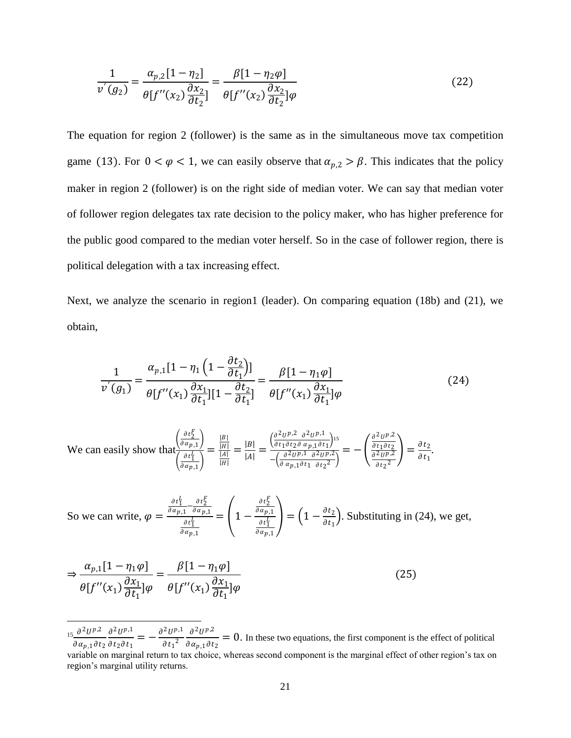$$\frac{1}{v^{'}(g_2)} = \frac{\alpha_{p,2}[1-\eta_2]}{\theta[f''(x_2)\frac{\partial x_2}{\partial t_2}]} = \frac{\beta[1-\eta_2\varphi]}{\theta[f''(x_2)\frac{\partial x_2}{\partial t_2}]\varphi} \tag{22}$$

The equation for region 2 (follower) is the same as in the simultaneous move tax competition game (13). For $0 < \varphi < 1$, we can easily observe that $\alpha_{p,2} > \beta$. This indicates that the policy maker in region 2 (follower) is on the right side of median voter. We can say that median voter of follower region delegates tax rate decision to the policy maker, who has higher preference for the public good compared to the median voter herself. So in the case of follower region, there is political delegation with a tax increasing effect.

Next, we analyze the scenario in region1 (leader). On comparing equation (18b) and (21), we obtain,

$$\frac{1}{v^{'}(g_1)} = \frac{\alpha_{p,1}[1-\eta_1\left(1-\frac{\partial t_2}{\partial t_1}\right)]}{\theta[f''(x_1)\frac{\partial x_1}{\partial t_1}][1-\frac{\partial t_2}{\partial t_1}]} = \frac{\beta[1-\eta_1\varphi]}{\theta[f''(x_1)\frac{\partial x_1}{\partial t_1}]\varphi} \tag{24}$$

We can easily show that $\frac{\left(\frac{\partial t_2^F}{\partial \alpha_{p,1}}\right)}{\left(\frac{\partial t_1^L}{\partial \alpha_{p,1}}\right)} = \frac{\frac{|B|}{|H|}}{\frac{|A|}{|H|}} = \frac{|B|}{|A|} = \frac{\left(\frac{\partial^2 U^{p,2}}{\partial t_1 \partial t_2}\frac{\partial^2 U^{p,1}}{\partial \alpha_{p,1}\partial t_1}\right)^{15}}{-\left(\frac{\partial^2 U^{p,1}}{\partial \alpha_{p,1}\partial t_1}\frac{\partial^2 U^{p,2}}{\partial t_2{}^2}\right)} = -\left(\frac{\frac{\partial^2 U^{p,2}}{\partial t_1 \partial t_2}}{\frac{\partial^2 U^{p,2}}{\partial t_2{}^2}}\right) = \frac{\partial t_2}{\partial t_1}$.

So we can write, $\varphi = \frac{\frac{\partial t_1^L}{\partial \alpha_{p,1}} - \frac{\partial t_2^F}{\partial \alpha_{p,1}}}{\frac{\partial t_1^L}{\partial \alpha_{p,1}}} = \left(1 - \frac{\frac{\partial t_2^F}{\partial \alpha_{p,1}}}{\frac{\partial t_1^L}{\partial \alpha_{p,1}}}\right) = \left(1 - \frac{\partial t_2}{\partial t_1}\right)$. Substituting in (24), we get,

$$\Rightarrow \frac{\alpha_{p,1}[1-\eta_1\varphi]}{\theta[f''(x_1)\frac{\partial x_1}{\partial t_1}]\varphi} = \frac{\beta[1-\eta_1\varphi]}{\theta[f''(x_1)\frac{\partial x_1}{\partial t_1}]\varphi} \tag{25}$$

[15] $\frac{\partial^2 U^{p,2}}{\partial \alpha_{p,1}\partial t_2}\frac{\partial^2 U^{p,1}}{\partial t_2 \partial t_1} = -\frac{\partial^2 U^{p,1}}{\partial t_1{}^2}\frac{\partial^2 U^{p,2}}{\partial \alpha_{p,1}\partial t_2} = 0$. In these two equations, the first component is the effect of political variable on marginal return to tax choice, whereas second component is the marginal effect of other region's tax on region's marginal utility returns.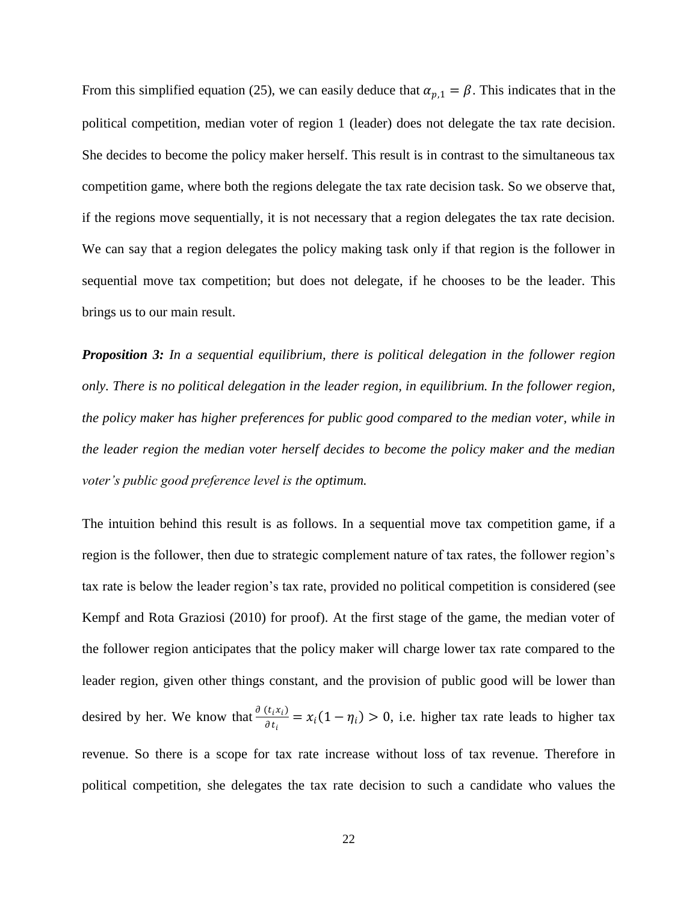From this simplified equation (25), we can easily deduce that $\alpha_{p,1} = \beta$. This indicates that in the political competition, median voter of region 1 (leader) does not delegate the tax rate decision. She decides to become the policy maker herself. This result is in contrast to the simultaneous tax competition game, where both the regions delegate the tax rate decision task. So we observe that, if the regions move sequentially, it is not necessary that a region delegates the tax rate decision. We can say that a region delegates the policy making task only if that region is the follower in sequential move tax competition; but does not delegate, if he chooses to be the leader. This brings us to our main result.

***Proposition 3:*** *In a sequential equilibrium, there is political delegation in the follower region only. There is no political delegation in the leader region, in equilibrium. In the follower region, the policy maker has higher preferences for public good compared to the median voter, while in the leader region the median voter herself decides to become the policy maker and the median voter's public good preference level is the optimum.*

The intuition behind this result is as follows. In a sequential move tax competition game, if a region is the follower, then due to strategic complement nature of tax rates, the follower region's tax rate is below the leader region's tax rate, provided no political competition is considered (see Kempf and Rota Graziosi (2010) for proof). At the first stage of the game, the median voter of the follower region anticipates that the policy maker will charge lower tax rate compared to the leader region, given other things constant, and the provision of public good will be lower than desired by her. We know that $\frac{\partial\,(t_i x_i)}{\partial t_i} = x_i(1 - \eta_i) > 0$, i.e. higher tax rate leads to higher tax revenue. So there is a scope for tax rate increase without loss of tax revenue. Therefore in political competition, she delegates the tax rate decision to such a candidate who values the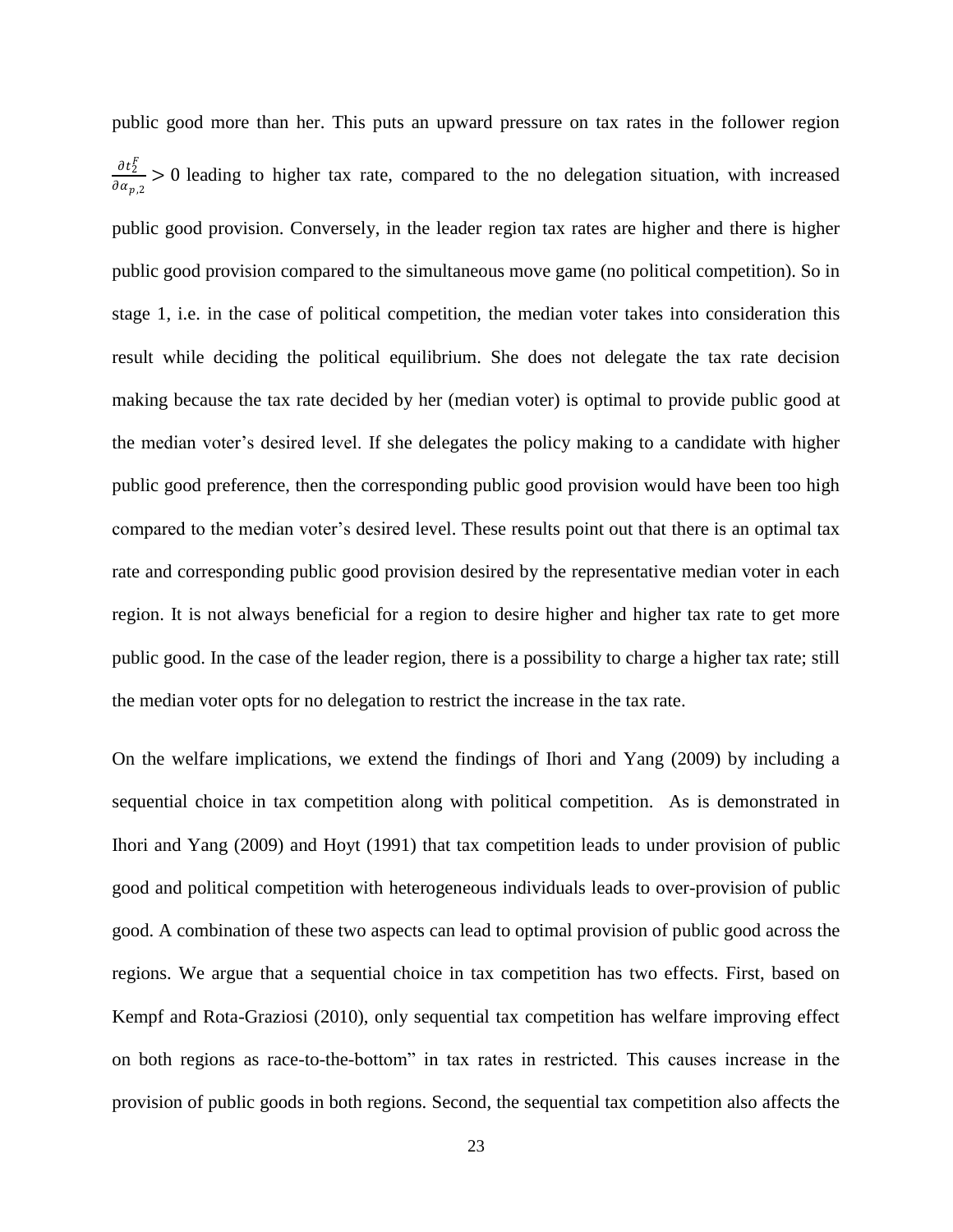public good more than her. This puts an upward pressure on tax rates in the follower region $\frac{\partial t_2^F}{\partial \alpha_{p,2}} > 0$ leading to higher tax rate, compared to the no delegation situation, with increased public good provision. Conversely, in the leader region tax rates are higher and there is higher public good provision compared to the simultaneous move game (no political competition). So in stage 1, i.e. in the case of political competition, the median voter takes into consideration this result while deciding the political equilibrium. She does not delegate the tax rate decision making because the tax rate decided by her (median voter) is optimal to provide public good at the median voter's desired level. If she delegates the policy making to a candidate with higher public good preference, then the corresponding public good provision would have been too high compared to the median voter's desired level. These results point out that there is an optimal tax rate and corresponding public good provision desired by the representative median voter in each region. It is not always beneficial for a region to desire higher and higher tax rate to get more public good. In the case of the leader region, there is a possibility to charge a higher tax rate; still the median voter opts for no delegation to restrict the increase in the tax rate.

On the welfare implications, we extend the findings of Ihori and Yang (2009) by including a sequential choice in tax competition along with political competition. As is demonstrated in Ihori and Yang (2009) and Hoyt (1991) that tax competition leads to under provision of public good and political competition with heterogeneous individuals leads to over-provision of public good. A combination of these two aspects can lead to optimal provision of public good across the regions. We argue that a sequential choice in tax competition has two effects. First, based on Kempf and Rota-Graziosi (2010), only sequential tax competition has welfare improving effect on both regions as race-to-the-bottom" in tax rates in restricted. This causes increase in the provision of public goods in both regions. Second, the sequential tax competition also affects the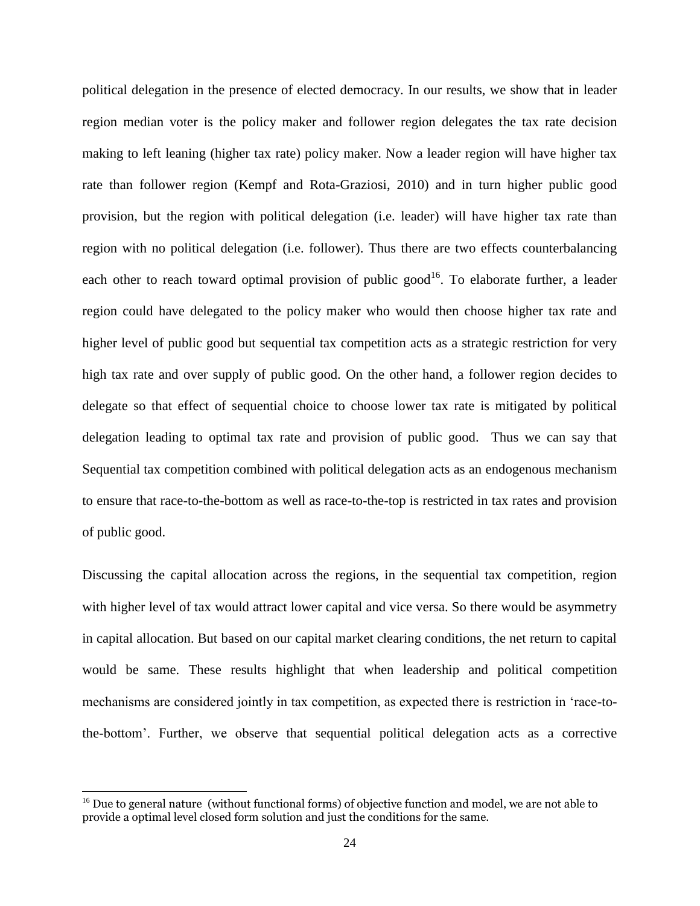political delegation in the presence of elected democracy. In our results, we show that in leader region median voter is the policy maker and follower region delegates the tax rate decision making to left leaning (higher tax rate) policy maker. Now a leader region will have higher tax rate than follower region (Kempf and Rota-Graziosi, 2010) and in turn higher public good provision, but the region with political delegation (i.e. leader) will have higher tax rate than region with no political delegation (i.e. follower). Thus there are two effects counterbalancing each other to reach toward optimal provision of public good[16]. To elaborate further, a leader region could have delegated to the policy maker who would then choose higher tax rate and higher level of public good but sequential tax competition acts as a strategic restriction for very high tax rate and over supply of public good. On the other hand, a follower region decides to delegate so that effect of sequential choice to choose lower tax rate is mitigated by political delegation leading to optimal tax rate and provision of public good. Thus we can say that Sequential tax competition combined with political delegation acts as an endogenous mechanism to ensure that race-to-the-bottom as well as race-to-the-top is restricted in tax rates and provision of public good.

Discussing the capital allocation across the regions, in the sequential tax competition, region with higher level of tax would attract lower capital and vice versa. So there would be asymmetry in capital allocation. But based on our capital market clearing conditions, the net return to capital would be same. These results highlight that when leadership and political competition mechanisms are considered jointly in tax competition, as expected there is restriction in 'race-to-the-bottom'. Further, we observe that sequential political delegation acts as a corrective

---

[16] Due to general nature (without functional forms) of objective function and model, we are not able to provide a optimal level closed form solution and just the conditions for the same.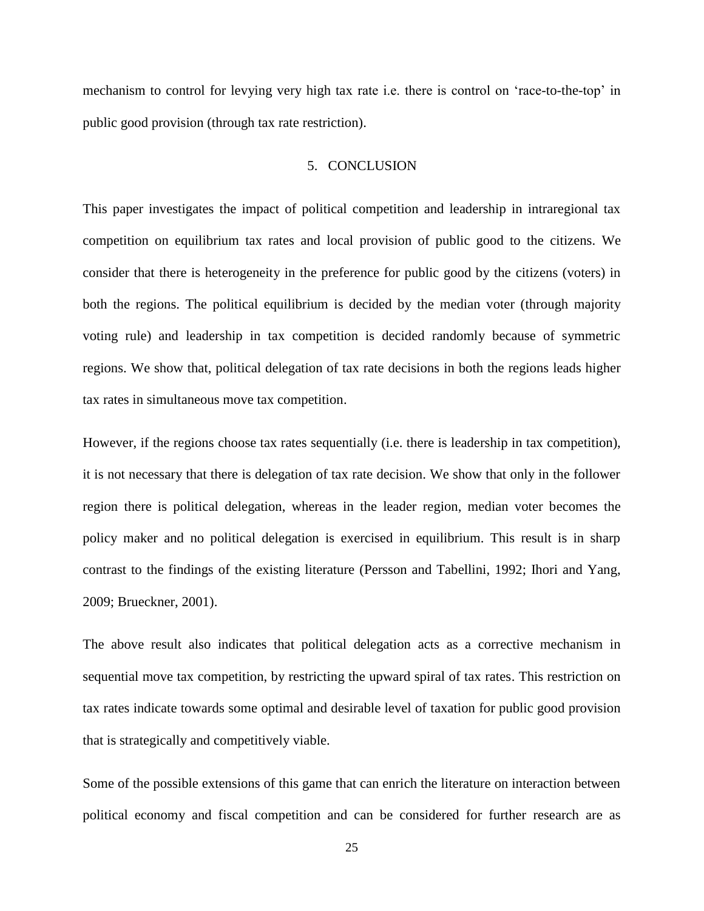mechanism to control for levying very high tax rate i.e. there is control on 'race-to-the-top' in public good provision (through tax rate restriction).

## 5. CONCLUSION

This paper investigates the impact of political competition and leadership in intraregional tax competition on equilibrium tax rates and local provision of public good to the citizens. We consider that there is heterogeneity in the preference for public good by the citizens (voters) in both the regions. The political equilibrium is decided by the median voter (through majority voting rule) and leadership in tax competition is decided randomly because of symmetric regions. We show that, political delegation of tax rate decisions in both the regions leads higher tax rates in simultaneous move tax competition.

However, if the regions choose tax rates sequentially (i.e. there is leadership in tax competition), it is not necessary that there is delegation of tax rate decision. We show that only in the follower region there is political delegation, whereas in the leader region, median voter becomes the policy maker and no political delegation is exercised in equilibrium. This result is in sharp contrast to the findings of the existing literature (Persson and Tabellini, 1992; Ihori and Yang, 2009; Brueckner, 2001).

The above result also indicates that political delegation acts as a corrective mechanism in sequential move tax competition, by restricting the upward spiral of tax rates. This restriction on tax rates indicate towards some optimal and desirable level of taxation for public good provision that is strategically and competitively viable.

Some of the possible extensions of this game that can enrich the literature on interaction between political economy and fiscal competition and can be considered for further research are as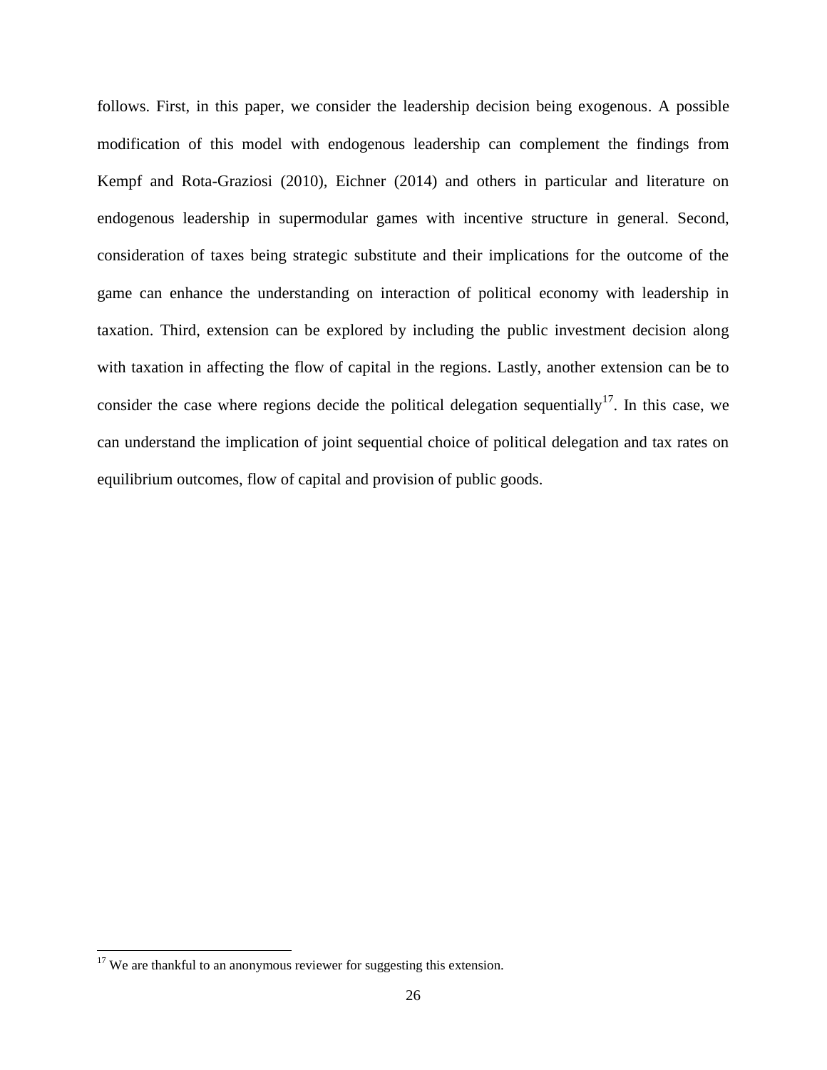follows. First, in this paper, we consider the leadership decision being exogenous. A possible modification of this model with endogenous leadership can complement the findings from Kempf and Rota-Graziosi (2010), Eichner (2014) and others in particular and literature on endogenous leadership in supermodular games with incentive structure in general. Second, consideration of taxes being strategic substitute and their implications for the outcome of the game can enhance the understanding on interaction of political economy with leadership in taxation. Third, extension can be explored by including the public investment decision along with taxation in affecting the flow of capital in the regions. Lastly, another extension can be to consider the case where regions decide the political delegation sequentially[17]. In this case, we can understand the implication of joint sequential choice of political delegation and tax rates on equilibrium outcomes, flow of capital and provision of public goods.

[17] We are thankful to an anonymous reviewer for suggesting this extension.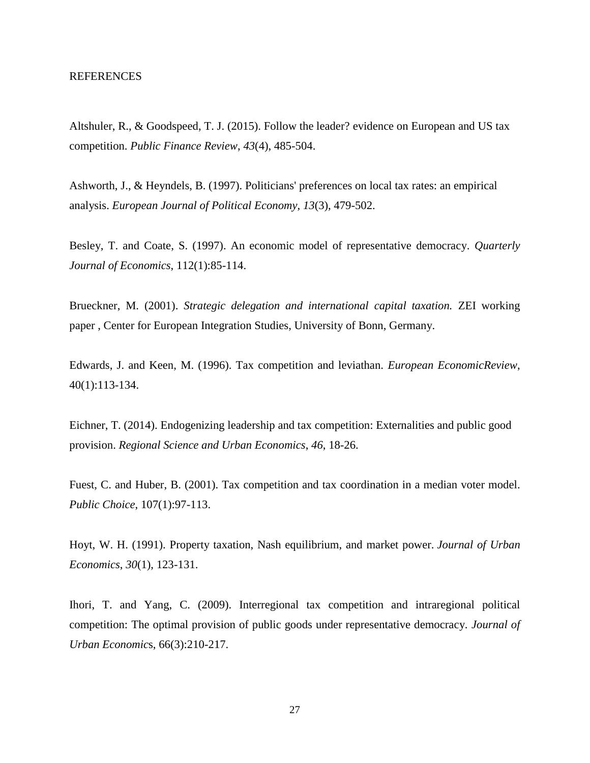REFERENCES

Altshuler, R., & Goodspeed, T. J. (2015). Follow the leader? evidence on European and US tax competition. *Public Finance Review*, *43*(4), 485-504.

Ashworth, J., & Heyndels, B. (1997). Politicians' preferences on local tax rates: an empirical analysis. *European Journal of Political Economy*, *13*(3), 479-502.

Besley, T. and Coate, S. (1997). An economic model of representative democracy. *Quarterly Journal of Economics*, 112(1):85-114.

Brueckner, M. (2001). *Strategic delegation and international capital taxation.* ZEI working paper , Center for European Integration Studies, University of Bonn, Germany.

Edwards, J. and Keen, M. (1996). Tax competition and leviathan. *European EconomicReview*, 40(1):113-134.

Eichner, T. (2014). Endogenizing leadership and tax competition: Externalities and public good provision. *Regional Science and Urban Economics*, *46*, 18-26.

Fuest, C. and Huber, B. (2001). Tax competition and tax coordination in a median voter model. *Public Choice*, 107(1):97-113.

Hoyt, W. H. (1991). Property taxation, Nash equilibrium, and market power. *Journal of Urban Economics*, *30*(1), 123-131.

Ihori, T. and Yang, C. (2009). Interregional tax competition and intraregional political competition: The optimal provision of public goods under representative democracy. *Journal of Urban Economic*s, 66(3):210-217.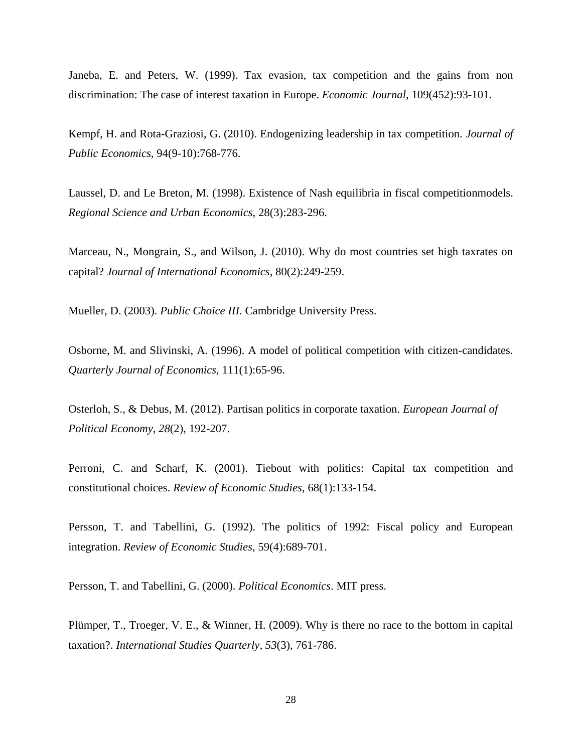Janeba, E. and Peters, W. (1999). Tax evasion, tax competition and the gains from non discrimination: The case of interest taxation in Europe. *Economic Journal*, 109(452):93-101.

Kempf, H. and Rota-Graziosi, G. (2010). Endogenizing leadership in tax competition. *Journal of Public Economics*, 94(9-10):768-776.

Laussel, D. and Le Breton, M. (1998). Existence of Nash equilibria in fiscal competitionmodels. *Regional Science and Urban Economics*, 28(3):283-296.

Marceau, N., Mongrain, S., and Wilson, J. (2010). Why do most countries set high taxrates on capital? *Journal of International Economics*, 80(2):249-259.

Mueller, D. (2003). *Public Choice III*. Cambridge University Press.

Osborne, M. and Slivinski, A. (1996). A model of political competition with citizen-candidates. *Quarterly Journal of Economics,* 111(1):65-96.

Osterloh, S., & Debus, M. (2012). Partisan politics in corporate taxation. *European Journal of Political Economy*, *28*(2), 192-207.

Perroni, C. and Scharf, K. (2001). Tiebout with politics: Capital tax competition and constitutional choices. *Review of Economic Studies*, 68(1):133-154.

Persson, T. and Tabellini, G. (1992). The politics of 1992: Fiscal policy and European integration. *Review of Economic Studies*, 59(4):689-701.

Persson, T. and Tabellini, G. (2000). *Political Economics*. MIT press.

Plümper, T., Troeger, V. E., & Winner, H. (2009). Why is there no race to the bottom in capital taxation?. *International Studies Quarterly*, *53*(3), 761-786.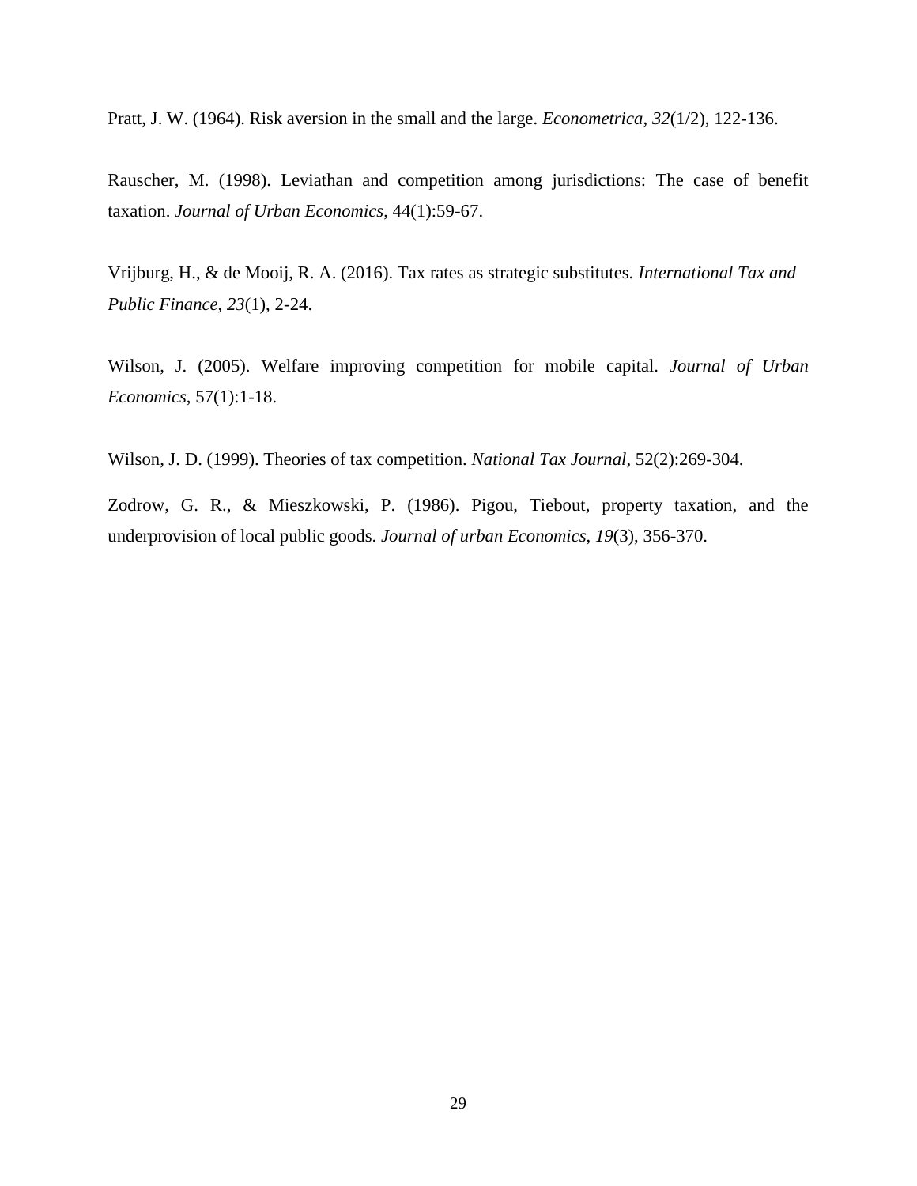Pratt, J. W. (1964). Risk aversion in the small and the large. *Econometrica*, *32*(1/2), 122-136.

Rauscher, M. (1998). Leviathan and competition among jurisdictions: The case of benefit taxation. *Journal of Urban Economics*, 44(1):59-67.

Vrijburg, H., & de Mooij, R. A. (2016). Tax rates as strategic substitutes. *International Tax and Public Finance*, *23*(1), 2-24.

Wilson, J. (2005). Welfare improving competition for mobile capital. *Journal of Urban Economics*, 57(1):1-18.

Wilson, J. D. (1999). Theories of tax competition. *National Tax Journal*, 52(2):269-304.

Zodrow, G. R., & Mieszkowski, P. (1986). Pigou, Tiebout, property taxation, and the underprovision of local public goods. *Journal of urban Economics*, *19*(3), 356-370.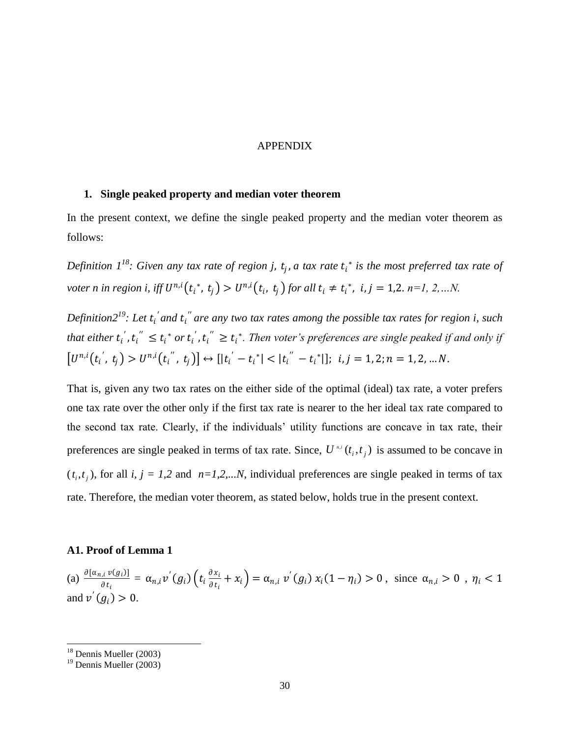APPENDIX

## 1. Single peaked property and median voter theorem

In the present context, we define the single peaked property and the median voter theorem as follows:

*Definition 1*[18]*: Given any tax rate of region j, $t_j$, a tax rate $t_i^*$ is the most preferred tax rate of voter n in region i, iff $U^{n,i}(t_i^*,\ t_j) > U^{n,i}(t_i,\ t_j)$ for all $t_i \neq t_i^*$, $i, j = 1,2$. n=1, 2,…N.*

*Definition2*[19]*: Let $t_i^{'}$ and $t_i^{''}$ are any two tax rates among the possible tax rates for region i, such that either $t_i^{'}, t_i^{''} \leq t_i^*$ or $t_i^{'}, t_i^{''} \geq t_i^*$. Then voter's preferences are single peaked if and only if $[U^{n,i}(t_i^{'},\ t_j) > U^{n,i}(t_i^{''},\ t_j)] \leftrightarrow [|t_i^{'} - t_i^*| < |t_i^{''} - t_i^*|]$; $i, j = 1, 2; n = 1, 2, \ldots N$.*

That is, given any two tax rates on the either side of the optimal (ideal) tax rate, a voter prefers one tax rate over the other only if the first tax rate is nearer to the her ideal tax rate compared to the second tax rate. Clearly, if the individuals' utility functions are concave in tax rate, their preferences are single peaked in terms of tax rate. Since, $U^{n,i}(t_i, t_j)$ is assumed to be concave in $(t_i, t_j)$, for all *i, j = 1,2* and *n=1,2,...N*, individual preferences are single peaked in terms of tax rate. Therefore, the median voter theorem, as stated below, holds true in the present context.

### A1. Proof of Lemma 1

(a) $\frac{\partial[\alpha_{n,i}\ v(g_i)]}{\partial t_i} = \alpha_{n,i} v^{'}(g_i)\left(t_i \frac{\partial x_i}{\partial t_i} + x_i\right) = \alpha_{n,i}\ v^{'}(g_i)\ x_i(1 - \eta_i) > 0$, since $\alpha_{n,i} > 0$, $\eta_i < 1$ and $v^{'}(g_i) > 0$.

---

[18] Dennis Mueller (2003)

[19] Dennis Mueller (2003)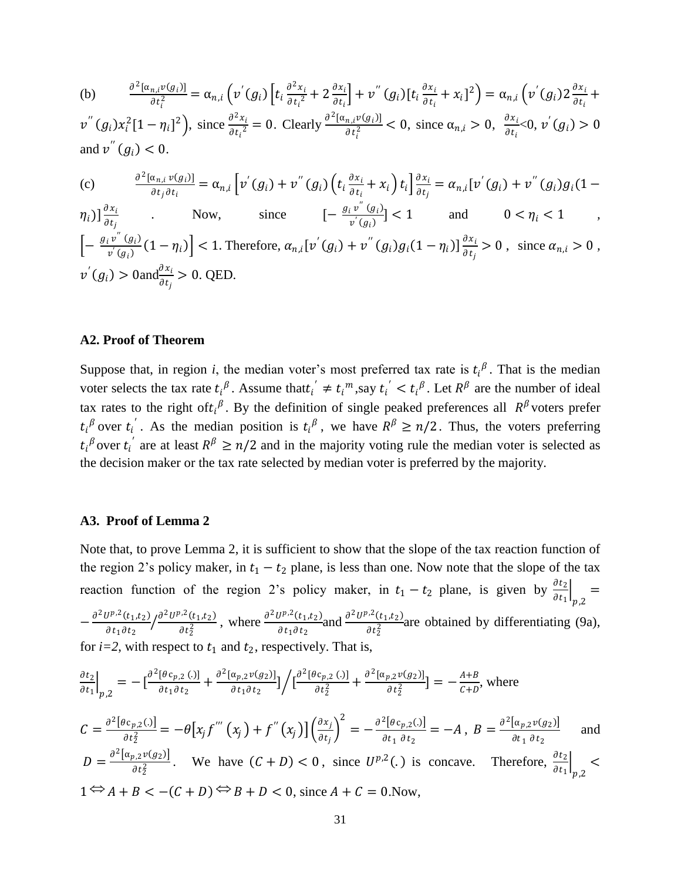(b) $\frac{\partial^2[\alpha_{n,i} v(g_i)]}{\partial t_i^2} = \alpha_{n,i}\left(v^{'}(g_i)\left[t_i \frac{\partial^2 x_i}{\partial t_i^2} + 2\frac{\partial x_i}{\partial t_i}\right] + v^{''}(g_i)[t_i \frac{\partial x_i}{\partial t_i} + x_i]^2\right) = \alpha_{n,i}\left(v^{'}(g_i) 2\frac{\partial x_i}{\partial t_i} + v^{''}(g_i) x_i^2[1-\eta_i]^2\right)$, since $\frac{\partial^2 x_i}{\partial t_i^2} = 0$. Clearly $\frac{\partial^2[\alpha_{n,i} v(g_i)]}{\partial t_i^2} < 0$, since $\alpha_{n,i} > 0$, $\frac{\partial x_i}{\partial t_i}<0$, $v^{'}(g_i) > 0$ and $v^{''}(g_i) < 0$.

(c) $\frac{\partial^2[\alpha_{n,i} v(g_i)]}{\partial t_j \partial t_i} = \alpha_{n,i}\left[v^{'}(g_i) + v^{''}(g_i)\left(t_i \frac{\partial x_i}{\partial t_i} + x_i\right) t_i\right] \frac{\partial x_i}{\partial t_j} = \alpha_{n,i}[v^{'}(g_i) + v^{''}(g_i) g_i (1-\eta_i)] \frac{\partial x_i}{\partial t_j}$. Now, since $[-\frac{g_i v^{''}(g_i)}{v^{'}(g_i)}] < 1$ and $0 < \eta_i < 1$, $\left[-\frac{g_i v^{''}(g_i)}{v^{'}(g_i)}(1-\eta_i)\right] < 1$. Therefore, $\alpha_{n,i}[v^{'}(g_i) + v^{''}(g_i) g_i (1-\eta_i)] \frac{\partial x_i}{\partial t_j} > 0$, since $\alpha_{n,i} > 0$, $v^{'}(g_i) > 0$ and $\frac{\partial x_i}{\partial t_j} > 0$. QED.

**A2. Proof of Theorem**

Suppose that, in region *i*, the median voter's most preferred tax rate is $t_i^{\beta}$. That is the median voter selects the tax rate $t_i^{\beta}$. Assume that $t_i^{'} \neq t_i^{m}$, say $t_i^{'} < t_i^{\beta}$. Let $R^{\beta}$ are the number of ideal tax rates to the right of $t_i^{\beta}$. By the definition of single peaked preferences all $R^{\beta}$ voters prefer $t_i^{\beta}$ over $t_i^{'}$. As the median position is $t_i^{\beta}$, we have $R^{\beta} \geq n/2$. Thus, the voters preferring $t_i^{\beta}$ over $t_i^{'}$ are at least $R^{\beta} \geq n/2$ and in the majority voting rule the median voter is selected as the decision maker or the tax rate selected by median voter is preferred by the majority.

**A3. Proof of Lemma 2**

Note that, to prove Lemma 2, it is sufficient to show that the slope of the tax reaction function of the region 2's policy maker, in $t_1 - t_2$ plane, is less than one. Now note that the slope of the tax reaction function of the region 2's policy maker, in $t_1 - t_2$ plane, is given by $\left.\frac{\partial t_2}{\partial t_1}\right|_{p,2} = -\frac{\partial^2 U^{p,2}(t_1,t_2)}{\partial t_1 \partial t_2} \Big/ \frac{\partial^2 U^{p,2}(t_1,t_2)}{\partial t_2^2}$, where $\frac{\partial^2 U^{p,2}(t_1,t_2)}{\partial t_1 \partial t_2}$ and $\frac{\partial^2 U^{p,2}(t_1,t_2)}{\partial t_2^2}$ are obtained by differentiating (9a), for *i=2*, with respect to $t_1$ and $t_2$, respectively. That is,

$$\left.\frac{\partial t_2}{\partial t_1}\right|_{p,2} = -\left[\frac{\partial^2[\theta c_{p,2}(.)]}{\partial t_1 \partial t_2} + \frac{\partial^2[\alpha_{p,2} v(g_2)]}{\partial t_1 \partial t_2}\right] \Big/ \left[\frac{\partial^2[\theta c_{p,2}(.)]}{\partial t_2^2} + \frac{\partial^2[\alpha_{p,2} v(g_2)]}{\partial t_2^2}\right] = -\frac{A+B}{C+D}, \text{ where}$$

$C = \frac{\partial^2[\theta c_{p,2}(.)]}{\partial t_2^2} = -\theta[x_j f^{'''}(x_j) + f^{''}(x_j)]\left(\frac{\partial x_j}{\partial t_j}\right)^2 = -\frac{\partial^2[\theta c_{p,2}(.)]}{\partial t_1 \partial t_2} = -A$, $B = \frac{\partial^2[\alpha_{p,2} v(g_2)]}{\partial t_1 \partial t_2}$ and $D = \frac{\partial^2[\alpha_{p,2} v(g_2)]}{\partial t_2^2}$. We have $(C+D) < 0$, since $U^{p,2}(.)$ is concave. Therefore, $\left.\frac{\partial t_2}{\partial t_1}\right|_{p,2} < 1 \Leftrightarrow A + B < -(C+D) \Leftrightarrow B + D < 0$, since $A + C = 0$. Now,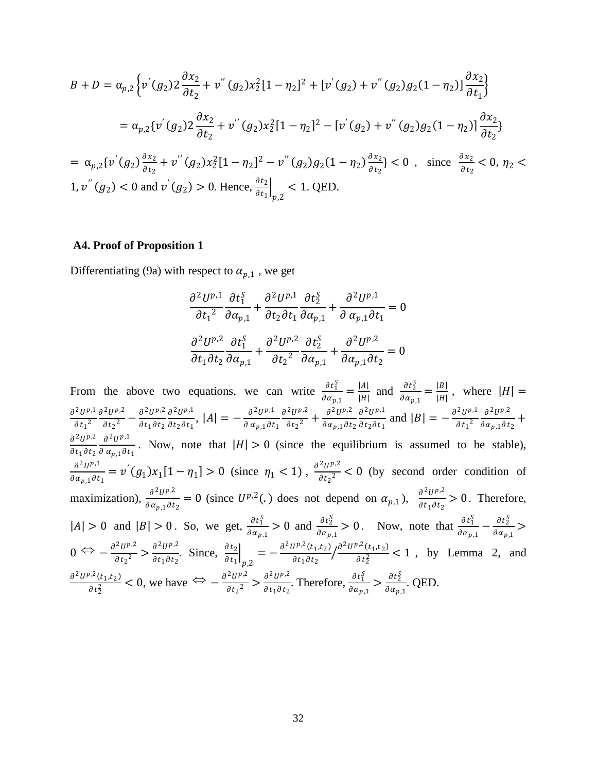$$B + D = \alpha_{p,2}\left\{v^{'}(g_2)2\frac{\partial x_2}{\partial t_2} + v^{''}(g_2)x_2^2[1-\eta_2]^2 + [v^{'}(g_2) + v^{''}(g_2)g_2(1-\eta_2)]\frac{\partial x_2}{\partial t_1}\right\}$$

$$= \alpha_{p,2}\{v^{'}(g_2)2\frac{\partial x_2}{\partial t_2} + v^{''}(g_2)x_2^2[1-\eta_2]^2 - [v^{'}(g_2) + v^{''}(g_2)g_2(1-\eta_2)]\frac{\partial x_2}{\partial t_2}\}$$

$= \alpha_{p,2}\{v^{'}(g_2)\frac{\partial x_2}{\partial t_2} + v^{''}(g_2)x_2^2[1-\eta_2]^2 - v^{''}(g_2)g_2(1-\eta_2)\frac{\partial x_2}{\partial t_2}\} < 0$ , since $\frac{\partial x_2}{\partial t_2} < 0$, $\eta_2 < 1$, $v^{''}(g_2) < 0$ and $v^{'}(g_2) > 0$. Hence, $\left.\frac{\partial t_2}{\partial t_1}\right|_{p,2} < 1$. QED.

### A4. Proof of Proposition 1

Differentiating (9a) with respect to $\alpha_{p,1}$ , we get

$$\frac{\partial^2 U^{p,1}}{\partial t_1{}^2}\frac{\partial t_1^S}{\partial \alpha_{p,1}} + \frac{\partial^2 U^{p,1}}{\partial t_2 \partial t_1}\frac{\partial t_2^S}{\partial \alpha_{p,1}} + \frac{\partial^2 U^{p,1}}{\partial\, \alpha_{p,1}\partial t_1} = 0$$

$$\frac{\partial^2 U^{p,2}}{\partial t_1 \partial t_2}\frac{\partial t_1^S}{\partial \alpha_{p,1}} + \frac{\partial^2 U^{p,2}}{\partial t_2{}^2}\frac{\partial t_2^S}{\partial \alpha_{p,1}} + \frac{\partial^2 U^{p,2}}{\partial \alpha_{p,1}\partial t_2} = 0$$

From the above two equations, we can write $\frac{\partial t_1^S}{\partial \alpha_{p,1}} = \frac{|A|}{|H|}$ and $\frac{\partial t_2^S}{\partial \alpha_{p,1}} = \frac{|B|}{|H|}$ , where $|H| = \frac{\partial^2 U^{p,1}}{\partial t_1{}^2}\frac{\partial^2 U^{p,2}}{\partial t_2{}^2} - \frac{\partial^2 U^{p,2}}{\partial t_1 \partial t_2}\frac{\partial^2 U^{p,1}}{\partial t_2 \partial t_1}$, $|A| = -\frac{\partial^2 U^{p,1}}{\partial\, \alpha_{p,1}\partial t_1}\frac{\partial^2 U^{p,2}}{\partial t_2{}^2} + \frac{\partial^2 U^{p,2}}{\partial \alpha_{p,1}\partial t_2}\frac{\partial^2 U^{p,1}}{\partial t_2 \partial t_1}$ and $|B| = -\frac{\partial^2 U^{p,1}}{\partial t_1{}^2}\frac{\partial^2 U^{p,2}}{\partial \alpha_{p,1}\partial t_2} + \frac{\partial^2 U^{p,2}}{\partial t_1 \partial t_2}\frac{\partial^2 U^{p,1}}{\partial\, \alpha_{p,1}\partial t_1}$. Now, note that $|H| > 0$ (since the equilibrium is assumed to be stable), $\frac{\partial^2 U^{p,1}}{\partial \alpha_{p,1}\partial t_1} = v^{'}(g_1)x_1[1-\eta_1] > 0$ (since $\eta_1 < 1$) , $\frac{\partial^2 U^{p,2}}{\partial t_2{}^2} < 0$ (by second order condition of maximization), $\frac{\partial^2 U^{p,2}}{\partial \alpha_{p,1}\partial t_2} = 0$ (since $U^{p,2}(.)$ does not depend on $\alpha_{p,1}$), $\frac{\partial^2 U^{p,2}}{\partial t_1 \partial t_2} > 0$. Therefore, $|A| > 0$ and $|B| > 0$. So, we get, $\frac{\partial t_1^S}{\partial \alpha_{p,1}} > 0$ and $\frac{\partial t_2^S}{\partial \alpha_{p,1}} > 0$. Now, note that $\frac{\partial t_1^S}{\partial \alpha_{p,1}} - \frac{\partial t_2^S}{\partial \alpha_{p,1}} > 0 \Leftrightarrow -\frac{\partial^2 U^{p,2}}{\partial t_2{}^2} > \frac{\partial^2 U^{p,2}}{\partial t_1 \partial t_2}$. Since, $\left.\frac{\partial t_2}{\partial t_1}\right|_{p,2} = -\frac{\partial^2 U^{p,2}(t_1,t_2)}{\partial t_1 \partial t_2} / \frac{\partial^2 U^{p,2}(t_1,t_2)}{\partial t_2^2} < 1$ , by Lemma 2, and $\frac{\partial^2 U^{p,2}(t_1,t_2)}{\partial t_2^2} < 0$, we have $\Leftrightarrow -\frac{\partial^2 U^{p,2}}{\partial t_2{}^2} > \frac{\partial^2 U^{p,2}}{\partial t_1 \partial t_2}$. Therefore, $\frac{\partial t_1^S}{\partial \alpha_{p,1}} > \frac{\partial t_2^S}{\partial \alpha_{p,1}}$. QED.